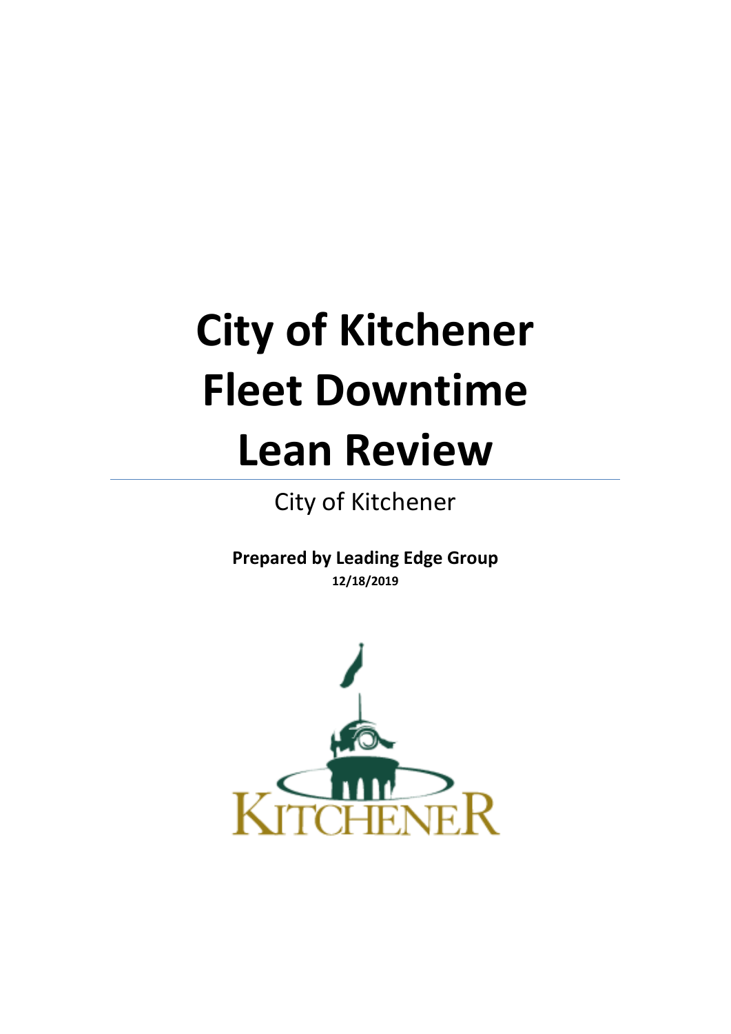# City of Kitchener Fleet Downtime Lean Review

City of Kitchener

**Prepared by Leading Edge Group**
**12/18/2019**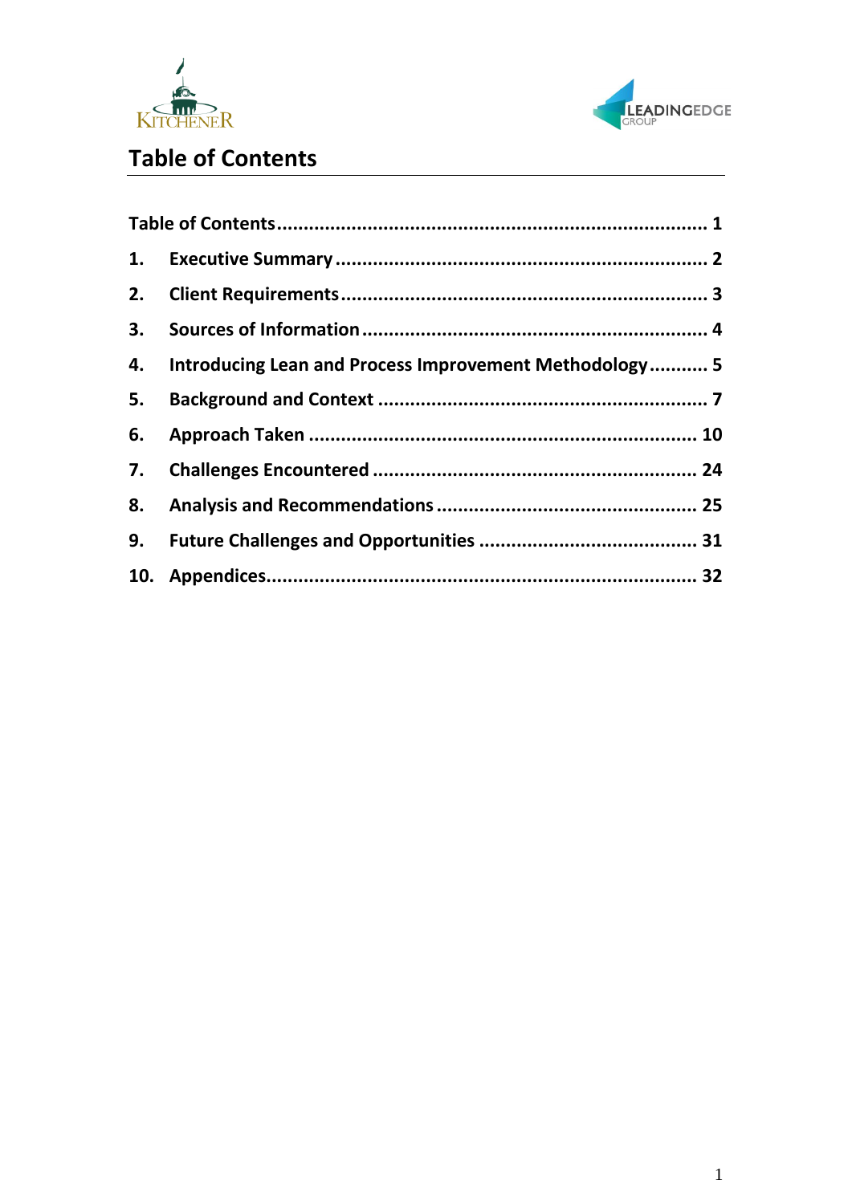# Table of Contents

| | | |
|---|---|---|
| Table of Contents | | 1 |
| 1. | Executive Summary | 2 |
| 2. | Client Requirements | 3 |
| 3. | Sources of Information | 4 |
| 4. | Introducing Lean and Process Improvement Methodology | 5 |
| 5. | Background and Context | 7 |
| 6. | Approach Taken | 10 |
| 7. | Challenges Encountered | 24 |
| 8. | Analysis and Recommendations | 25 |
| 9. | Future Challenges and Opportunities | 31 |
| 10. | Appendices | 32 |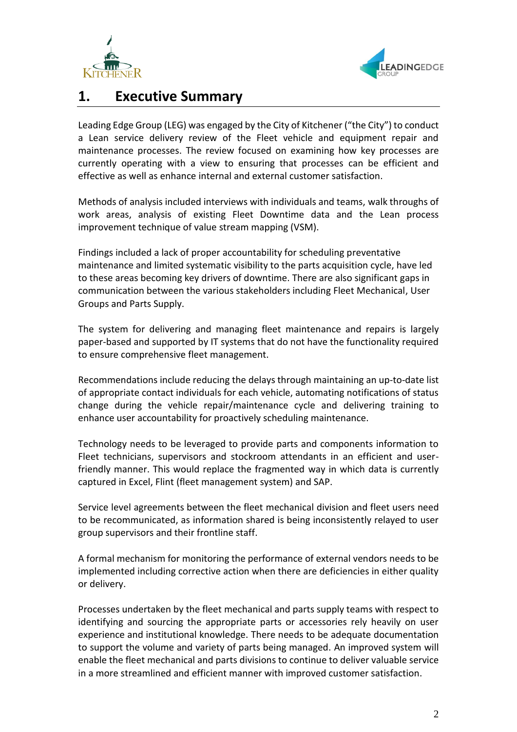# 1. Executive Summary

Leading Edge Group (LEG) was engaged by the City of Kitchener ("the City") to conduct a Lean service delivery review of the Fleet vehicle and equipment repair and maintenance processes. The review focused on examining how key processes are currently operating with a view to ensuring that processes can be efficient and effective as well as enhance internal and external customer satisfaction.

Methods of analysis included interviews with individuals and teams, walk throughs of work areas, analysis of existing Fleet Downtime data and the Lean process improvement technique of value stream mapping (VSM).

Findings included a lack of proper accountability for scheduling preventative maintenance and limited systematic visibility to the parts acquisition cycle, have led to these areas becoming key drivers of downtime. There are also significant gaps in communication between the various stakeholders including Fleet Mechanical, User Groups and Parts Supply.

The system for delivering and managing fleet maintenance and repairs is largely paper-based and supported by IT systems that do not have the functionality required to ensure comprehensive fleet management.

Recommendations include reducing the delays through maintaining an up-to-date list of appropriate contact individuals for each vehicle, automating notifications of status change during the vehicle repair/maintenance cycle and delivering training to enhance user accountability for proactively scheduling maintenance.

Technology needs to be leveraged to provide parts and components information to Fleet technicians, supervisors and stockroom attendants in an efficient and user-friendly manner. This would replace the fragmented way in which data is currently captured in Excel, Flint (fleet management system) and SAP.

Service level agreements between the fleet mechanical division and fleet users need to be recommunicated, as information shared is being inconsistently relayed to user group supervisors and their frontline staff.

A formal mechanism for monitoring the performance of external vendors needs to be implemented including corrective action when there are deficiencies in either quality or delivery.

Processes undertaken by the fleet mechanical and parts supply teams with respect to identifying and sourcing the appropriate parts or accessories rely heavily on user experience and institutional knowledge. There needs to be adequate documentation to support the volume and variety of parts being managed. An improved system will enable the fleet mechanical and parts divisions to continue to deliver valuable service in a more streamlined and efficient manner with improved customer satisfaction.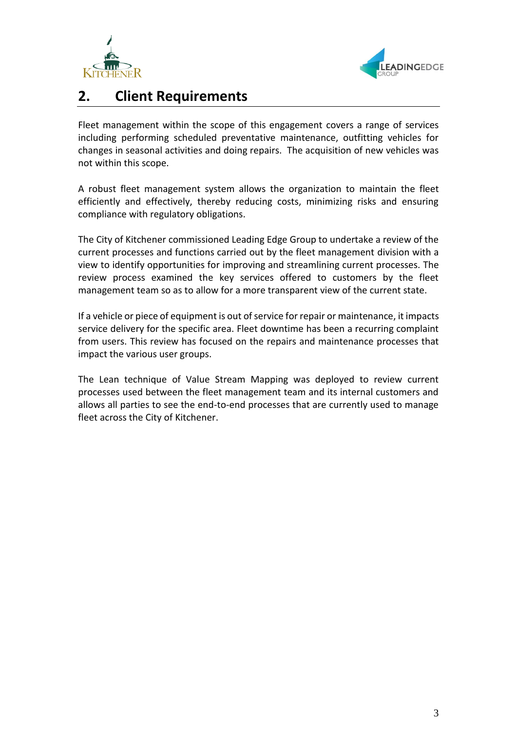## 2. Client Requirements

Fleet management within the scope of this engagement covers a range of services including performing scheduled preventative maintenance, outfitting vehicles for changes in seasonal activities and doing repairs. The acquisition of new vehicles was not within this scope.

A robust fleet management system allows the organization to maintain the fleet efficiently and effectively, thereby reducing costs, minimizing risks and ensuring compliance with regulatory obligations.

The City of Kitchener commissioned Leading Edge Group to undertake a review of the current processes and functions carried out by the fleet management division with a view to identify opportunities for improving and streamlining current processes. The review process examined the key services offered to customers by the fleet management team so as to allow for a more transparent view of the current state.

If a vehicle or piece of equipment is out of service for repair or maintenance, it impacts service delivery for the specific area. Fleet downtime has been a recurring complaint from users. This review has focused on the repairs and maintenance processes that impact the various user groups.

The Lean technique of Value Stream Mapping was deployed to review current processes used between the fleet management team and its internal customers and allows all parties to see the end-to-end processes that are currently used to manage fleet across the City of Kitchener.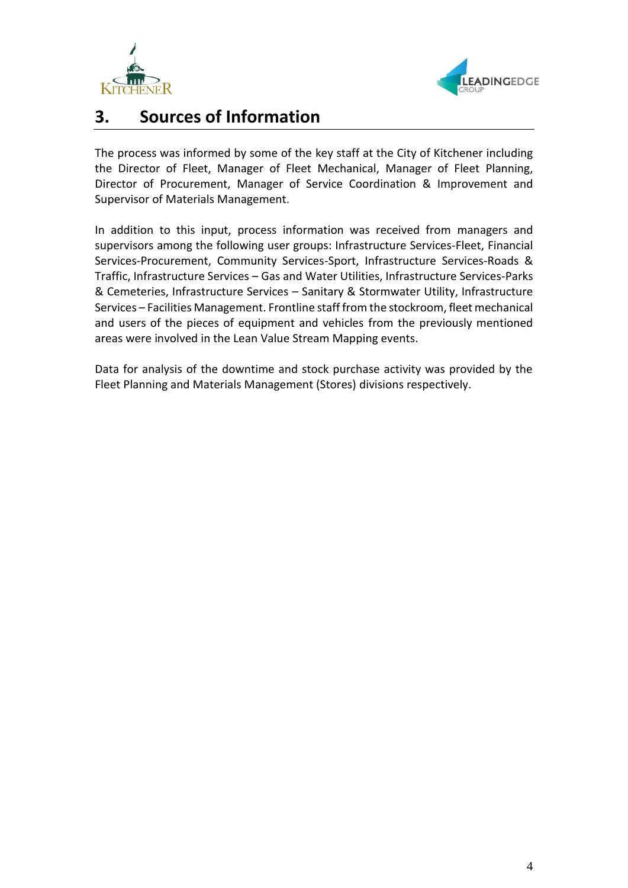# 3. Sources of Information

The process was informed by some of the key staff at the City of Kitchener including the Director of Fleet, Manager of Fleet Mechanical, Manager of Fleet Planning, Director of Procurement, Manager of Service Coordination & Improvement and Supervisor of Materials Management.

In addition to this input, process information was received from managers and supervisors among the following user groups: Infrastructure Services-Fleet, Financial Services-Procurement, Community Services-Sport, Infrastructure Services-Roads & Traffic, Infrastructure Services – Gas and Water Utilities, Infrastructure Services-Parks & Cemeteries, Infrastructure Services – Sanitary & Stormwater Utility, Infrastructure Services – Facilities Management. Frontline staff from the stockroom, fleet mechanical and users of the pieces of equipment and vehicles from the previously mentioned areas were involved in the Lean Value Stream Mapping events.

Data for analysis of the downtime and stock purchase activity was provided by the Fleet Planning and Materials Management (Stores) divisions respectively.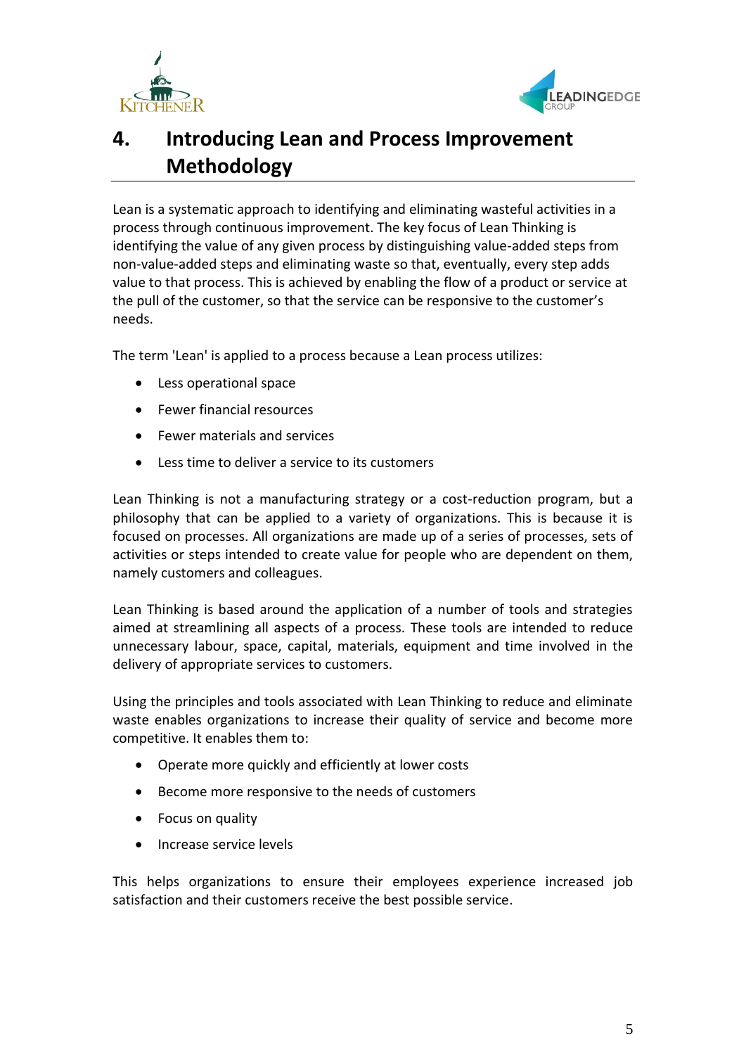## 4. Introducing Lean and Process Improvement Methodology

Lean is a systematic approach to identifying and eliminating wasteful activities in a process through continuous improvement. The key focus of Lean Thinking is identifying the value of any given process by distinguishing value-added steps from non-value-added steps and eliminating waste so that, eventually, every step adds value to that process. This is achieved by enabling the flow of a product or service at the pull of the customer, so that the service can be responsive to the customer's needs.

The term 'Lean' is applied to a process because a Lean process utilizes:

- Less operational space
- Fewer financial resources
- Fewer materials and services
- Less time to deliver a service to its customers

Lean Thinking is not a manufacturing strategy or a cost-reduction program, but a philosophy that can be applied to a variety of organizations. This is because it is focused on processes. All organizations are made up of a series of processes, sets of activities or steps intended to create value for people who are dependent on them, namely customers and colleagues.

Lean Thinking is based around the application of a number of tools and strategies aimed at streamlining all aspects of a process. These tools are intended to reduce unnecessary labour, space, capital, materials, equipment and time involved in the delivery of appropriate services to customers.

Using the principles and tools associated with Lean Thinking to reduce and eliminate waste enables organizations to increase their quality of service and become more competitive. It enables them to:

- Operate more quickly and efficiently at lower costs
- Become more responsive to the needs of customers
- Focus on quality
- Increase service levels

This helps organizations to ensure their employees experience increased job satisfaction and their customers receive the best possible service.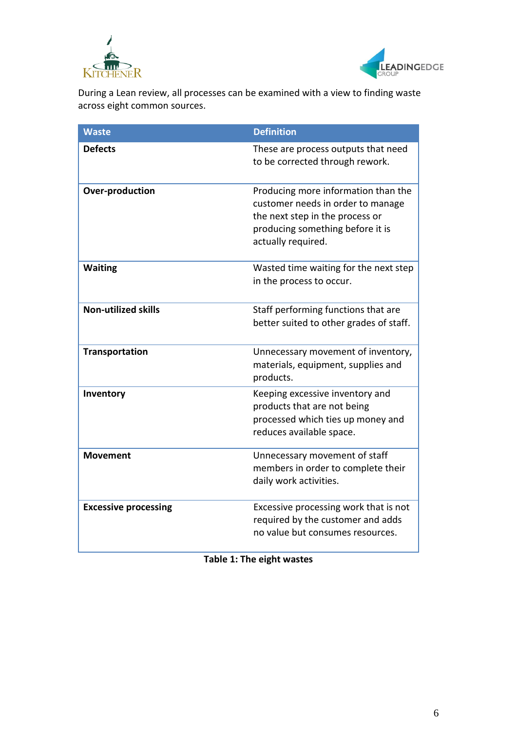During a Lean review, all processes can be examined with a view to finding waste across eight common sources.

| Waste | Definition |
| --- | --- |
| **Defects** | These are process outputs that need to be corrected through rework. |
| **Over-production** | Producing more information than the customer needs in order to manage the next step in the process or producing something before it is actually required. |
| **Waiting** | Wasted time waiting for the next step in the process to occur. |
| **Non-utilized skills** | Staff performing functions that are better suited to other grades of staff. |
| **Transportation** | Unnecessary movement of inventory, materials, equipment, supplies and products. |
| **Inventory** | Keeping excessive inventory and products that are not being processed which ties up money and reduces available space. |
| **Movement** | Unnecessary movement of staff members in order to complete their daily work activities. |
| **Excessive processing** | Excessive processing work that is not required by the customer and adds no value but consumes resources. |

**Table 1: The eight wastes**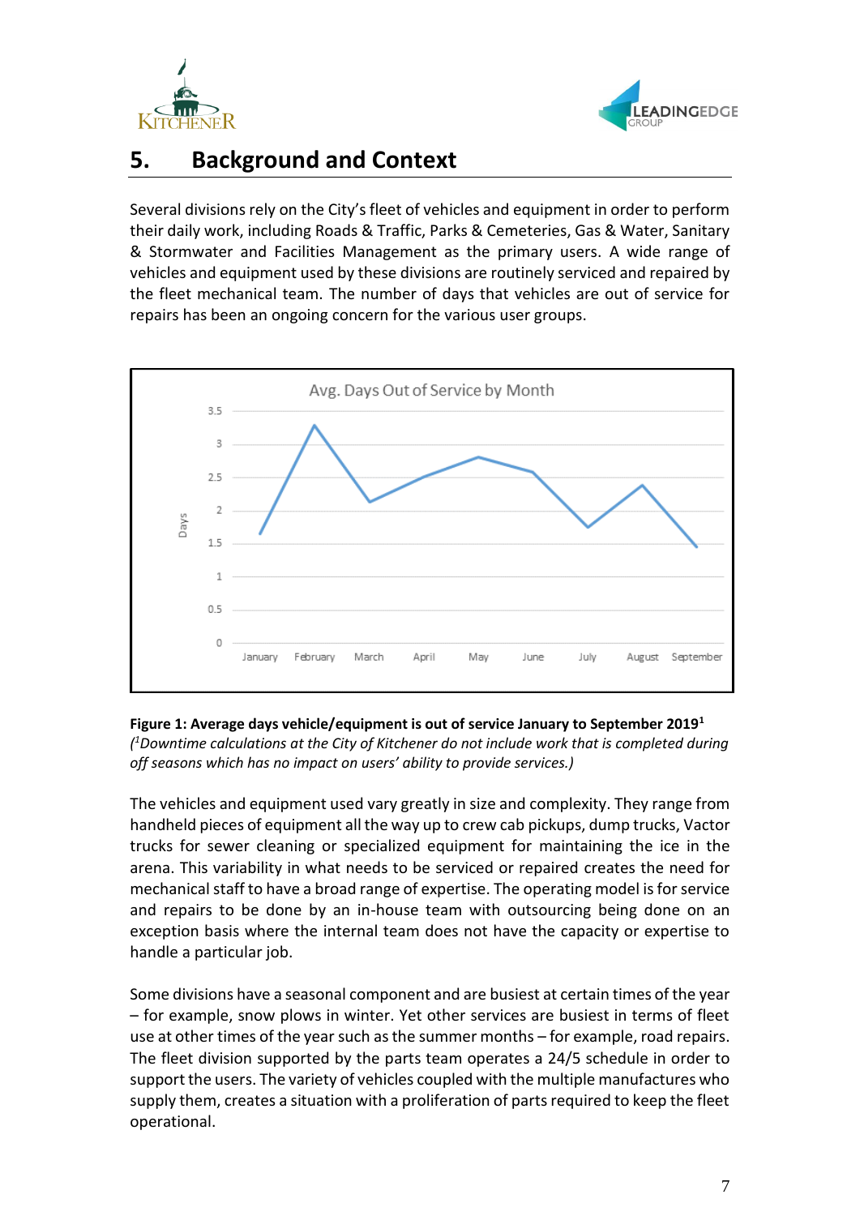## 5. Background and Context

Several divisions rely on the City's fleet of vehicles and equipment in order to perform their daily work, including Roads & Traffic, Parks & Cemeteries, Gas & Water, Sanitary & Stormwater and Facilities Management as the primary users. A wide range of vehicles and equipment used by these divisions are routinely serviced and repaired by the fleet mechanical team. The number of days that vehicles are out of service for repairs has been an ongoing concern for the various user groups.

**Figure 1: Average days vehicle/equipment is out of service January to September 2019[1]**
*([1]Downtime calculations at the City of Kitchener do not include work that is completed during off seasons which has no impact on users' ability to provide services.)*

The vehicles and equipment used vary greatly in size and complexity. They range from handheld pieces of equipment all the way up to crew cab pickups, dump trucks, Vactor trucks for sewer cleaning or specialized equipment for maintaining the ice in the arena. This variability in what needs to be serviced or repaired creates the need for mechanical staff to have a broad range of expertise. The operating model is for service and repairs to be done by an in-house team with outsourcing being done on an exception basis where the internal team does not have the capacity or expertise to handle a particular job.

Some divisions have a seasonal component and are busiest at certain times of the year – for example, snow plows in winter. Yet other services are busiest in terms of fleet use at other times of the year such as the summer months – for example, road repairs. The fleet division supported by the parts team operates a 24/5 schedule in order to support the users. The variety of vehicles coupled with the multiple manufactures who supply them, creates a situation with a proliferation of parts required to keep the fleet operational.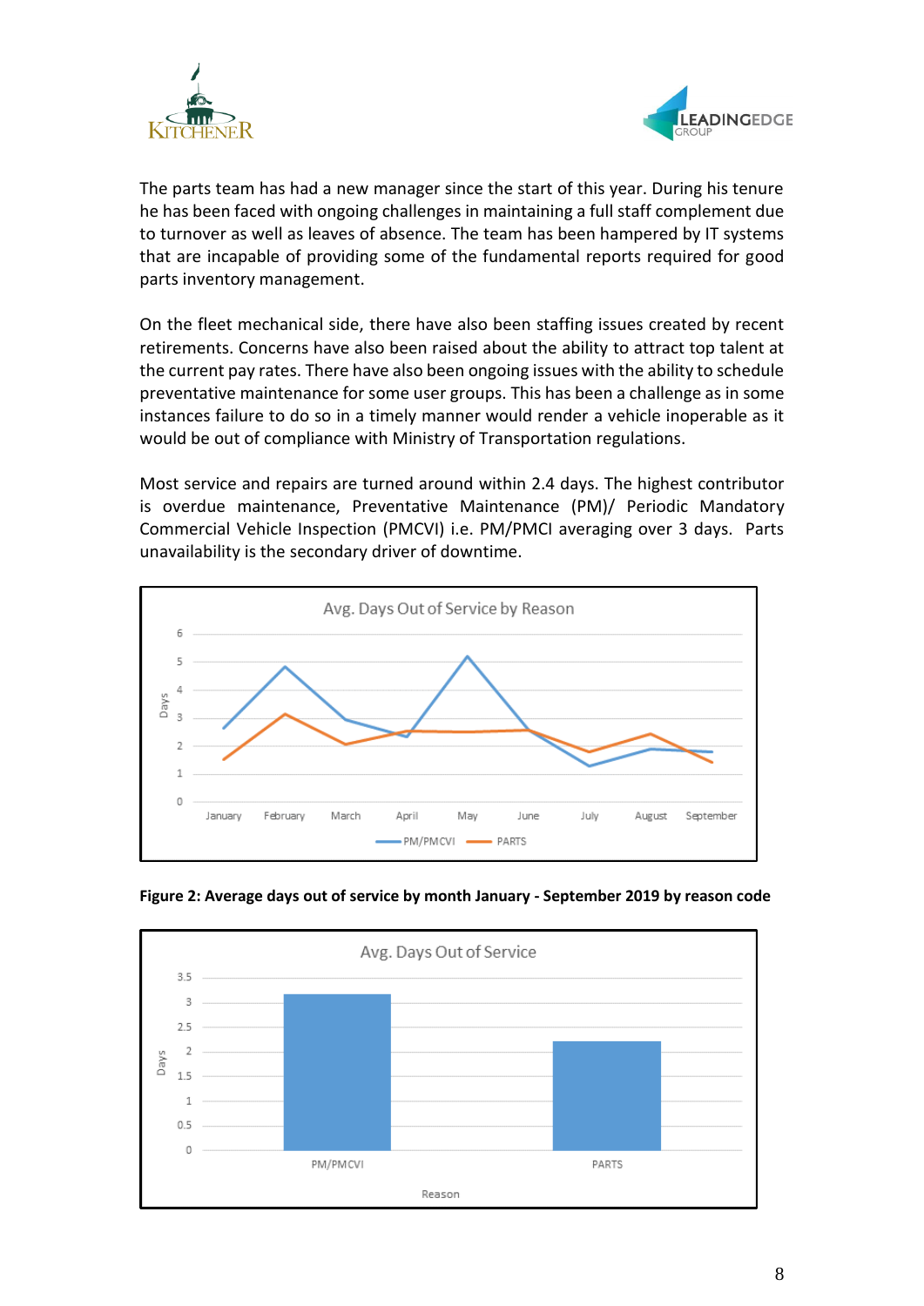The parts team has had a new manager since the start of this year. During his tenure he has been faced with ongoing challenges in maintaining a full staff complement due to turnover as well as leaves of absence. The team has been hampered by IT systems that are incapable of providing some of the fundamental reports required for good parts inventory management.

On the fleet mechanical side, there have also been staffing issues created by recent retirements. Concerns have also been raised about the ability to attract top talent at the current pay rates. There have also been ongoing issues with the ability to schedule preventative maintenance for some user groups. This has been a challenge as in some instances failure to do so in a timely manner would render a vehicle inoperable as it would be out of compliance with Ministry of Transportation regulations.

Most service and repairs are turned around within 2.4 days. The highest contributor is overdue maintenance, Preventative Maintenance (PM)/ Periodic Mandatory Commercial Vehicle Inspection (PMCVI) i.e. PM/PMCI averaging over 3 days. Parts unavailability is the secondary driver of downtime.

**Figure 2: Average days out of service by month January - September 2019 by reason code**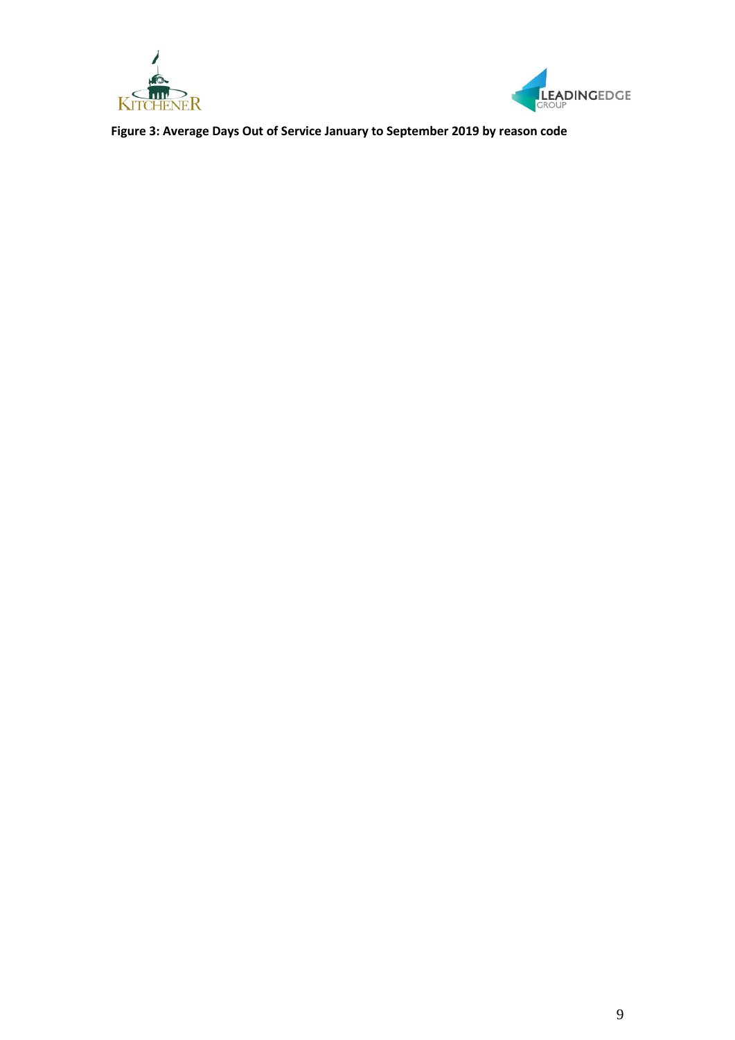**Figure 3: Average Days Out of Service January to September 2019 by reason code**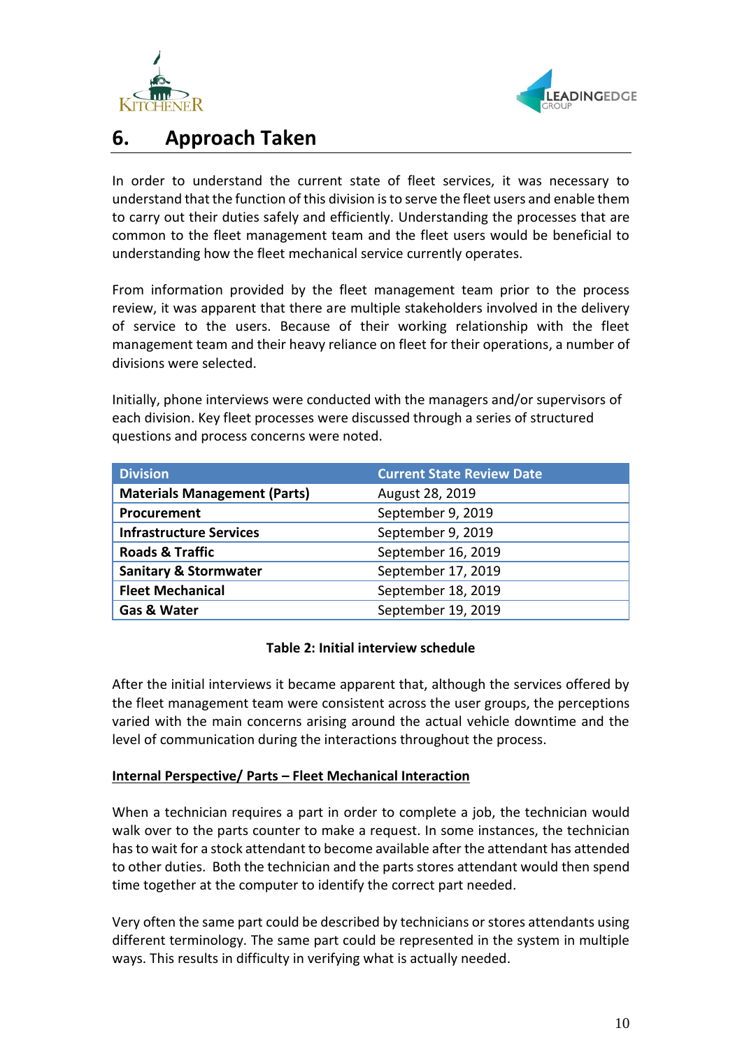# 6. Approach Taken

In order to understand the current state of fleet services, it was necessary to understand that the function of this division is to serve the fleet users and enable them to carry out their duties safely and efficiently. Understanding the processes that are common to the fleet management team and the fleet users would be beneficial to understanding how the fleet mechanical service currently operates.

From information provided by the fleet management team prior to the process review, it was apparent that there are multiple stakeholders involved in the delivery of service to the users. Because of their working relationship with the fleet management team and their heavy reliance on fleet for their operations, a number of divisions were selected.

Initially, phone interviews were conducted with the managers and/or supervisors of each division. Key fleet processes were discussed through a series of structured questions and process concerns were noted.

| Division | Current State Review Date |
|---|---|
| **Materials Management (Parts)** | August 28, 2019 |
| **Procurement** | September 9, 2019 |
| **Infrastructure Services** | September 9, 2019 |
| **Roads & Traffic** | September 16, 2019 |
| **Sanitary & Stormwater** | September 17, 2019 |
| **Fleet Mechanical** | September 18, 2019 |
| **Gas & Water** | September 19, 2019 |

**Table 2: Initial interview schedule**

After the initial interviews it became apparent that, although the services offered by the fleet management team were consistent across the user groups, the perceptions varied with the main concerns arising around the actual vehicle downtime and the level of communication during the interactions throughout the process.

**Internal Perspective/ Parts – Fleet Mechanical Interaction**

When a technician requires a part in order to complete a job, the technician would walk over to the parts counter to make a request. In some instances, the technician has to wait for a stock attendant to become available after the attendant has attended to other duties. Both the technician and the parts stores attendant would then spend time together at the computer to identify the correct part needed.

Very often the same part could be described by technicians or stores attendants using different terminology. The same part could be represented in the system in multiple ways. This results in difficulty in verifying what is actually needed.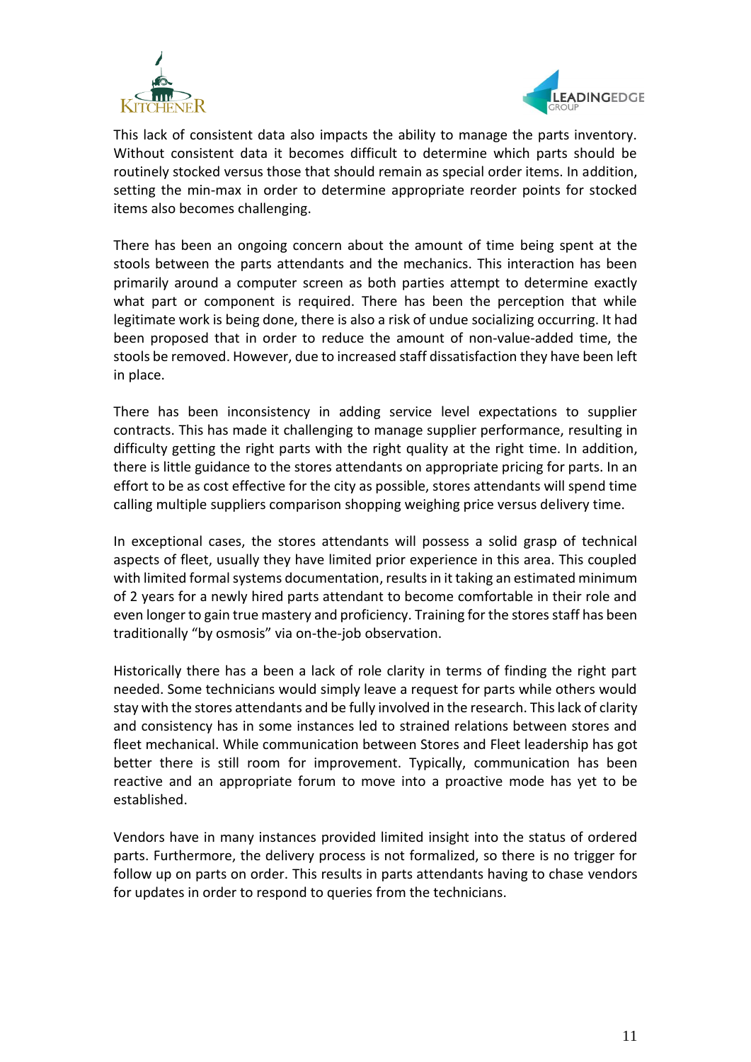This lack of consistent data also impacts the ability to manage the parts inventory. Without consistent data it becomes difficult to determine which parts should be routinely stocked versus those that should remain as special order items. In addition, setting the min-max in order to determine appropriate reorder points for stocked items also becomes challenging.

There has been an ongoing concern about the amount of time being spent at the stools between the parts attendants and the mechanics. This interaction has been primarily around a computer screen as both parties attempt to determine exactly what part or component is required. There has been the perception that while legitimate work is being done, there is also a risk of undue socializing occurring. It had been proposed that in order to reduce the amount of non-value-added time, the stools be removed. However, due to increased staff dissatisfaction they have been left in place.

There has been inconsistency in adding service level expectations to supplier contracts. This has made it challenging to manage supplier performance, resulting in difficulty getting the right parts with the right quality at the right time. In addition, there is little guidance to the stores attendants on appropriate pricing for parts. In an effort to be as cost effective for the city as possible, stores attendants will spend time calling multiple suppliers comparison shopping weighing price versus delivery time.

In exceptional cases, the stores attendants will possess a solid grasp of technical aspects of fleet, usually they have limited prior experience in this area. This coupled with limited formal systems documentation, results in it taking an estimated minimum of 2 years for a newly hired parts attendant to become comfortable in their role and even longer to gain true mastery and proficiency. Training for the stores staff has been traditionally "by osmosis" via on-the-job observation.

Historically there has a been a lack of role clarity in terms of finding the right part needed. Some technicians would simply leave a request for parts while others would stay with the stores attendants and be fully involved in the research. This lack of clarity and consistency has in some instances led to strained relations between stores and fleet mechanical. While communication between Stores and Fleet leadership has got better there is still room for improvement. Typically, communication has been reactive and an appropriate forum to move into a proactive mode has yet to be established.

Vendors have in many instances provided limited insight into the status of ordered parts. Furthermore, the delivery process is not formalized, so there is no trigger for follow up on parts on order. This results in parts attendants having to chase vendors for updates in order to respond to queries from the technicians.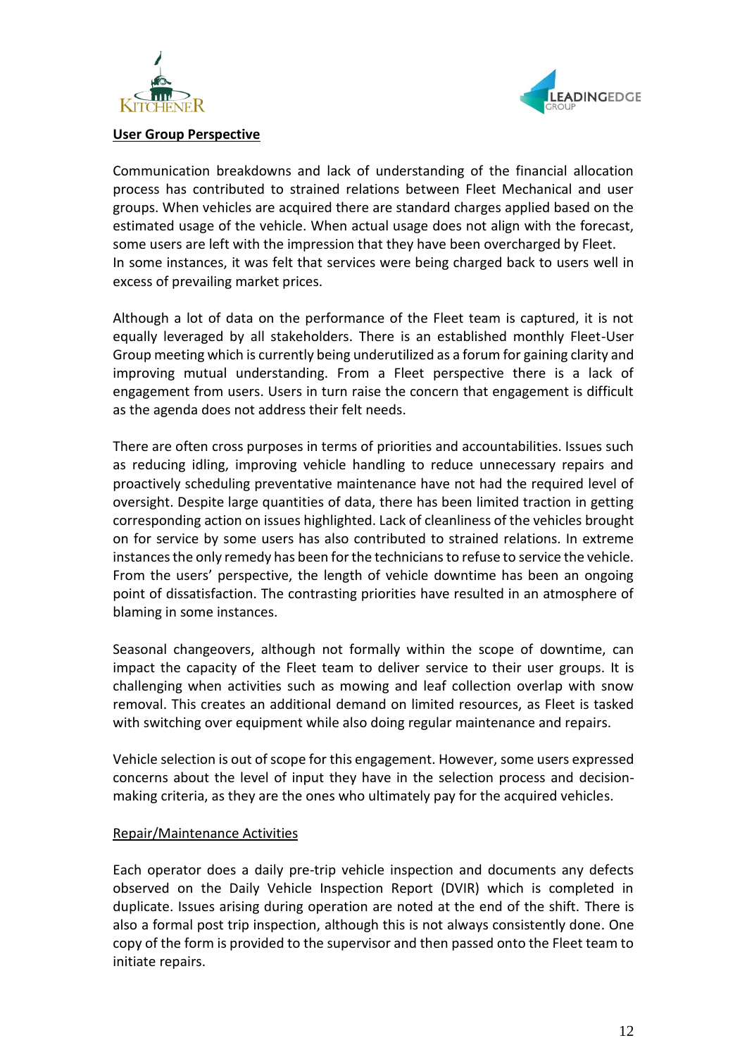## User Group Perspective

Communication breakdowns and lack of understanding of the financial allocation process has contributed to strained relations between Fleet Mechanical and user groups. When vehicles are acquired there are standard charges applied based on the estimated usage of the vehicle. When actual usage does not align with the forecast, some users are left with the impression that they have been overcharged by Fleet. In some instances, it was felt that services were being charged back to users well in excess of prevailing market prices.

Although a lot of data on the performance of the Fleet team is captured, it is not equally leveraged by all stakeholders. There is an established monthly Fleet-User Group meeting which is currently being underutilized as a forum for gaining clarity and improving mutual understanding. From a Fleet perspective there is a lack of engagement from users. Users in turn raise the concern that engagement is difficult as the agenda does not address their felt needs.

There are often cross purposes in terms of priorities and accountabilities. Issues such as reducing idling, improving vehicle handling to reduce unnecessary repairs and proactively scheduling preventative maintenance have not had the required level of oversight. Despite large quantities of data, there has been limited traction in getting corresponding action on issues highlighted. Lack of cleanliness of the vehicles brought on for service by some users has also contributed to strained relations. In extreme instances the only remedy has been for the technicians to refuse to service the vehicle. From the users' perspective, the length of vehicle downtime has been an ongoing point of dissatisfaction. The contrasting priorities have resulted in an atmosphere of blaming in some instances.

Seasonal changeovers, although not formally within the scope of downtime, can impact the capacity of the Fleet team to deliver service to their user groups. It is challenging when activities such as mowing and leaf collection overlap with snow removal. This creates an additional demand on limited resources, as Fleet is tasked with switching over equipment while also doing regular maintenance and repairs.

Vehicle selection is out of scope for this engagement. However, some users expressed concerns about the level of input they have in the selection process and decision-making criteria, as they are the ones who ultimately pay for the acquired vehicles.

### Repair/Maintenance Activities

Each operator does a daily pre-trip vehicle inspection and documents any defects observed on the Daily Vehicle Inspection Report (DVIR) which is completed in duplicate. Issues arising during operation are noted at the end of the shift. There is also a formal post trip inspection, although this is not always consistently done. One copy of the form is provided to the supervisor and then passed onto the Fleet team to initiate repairs.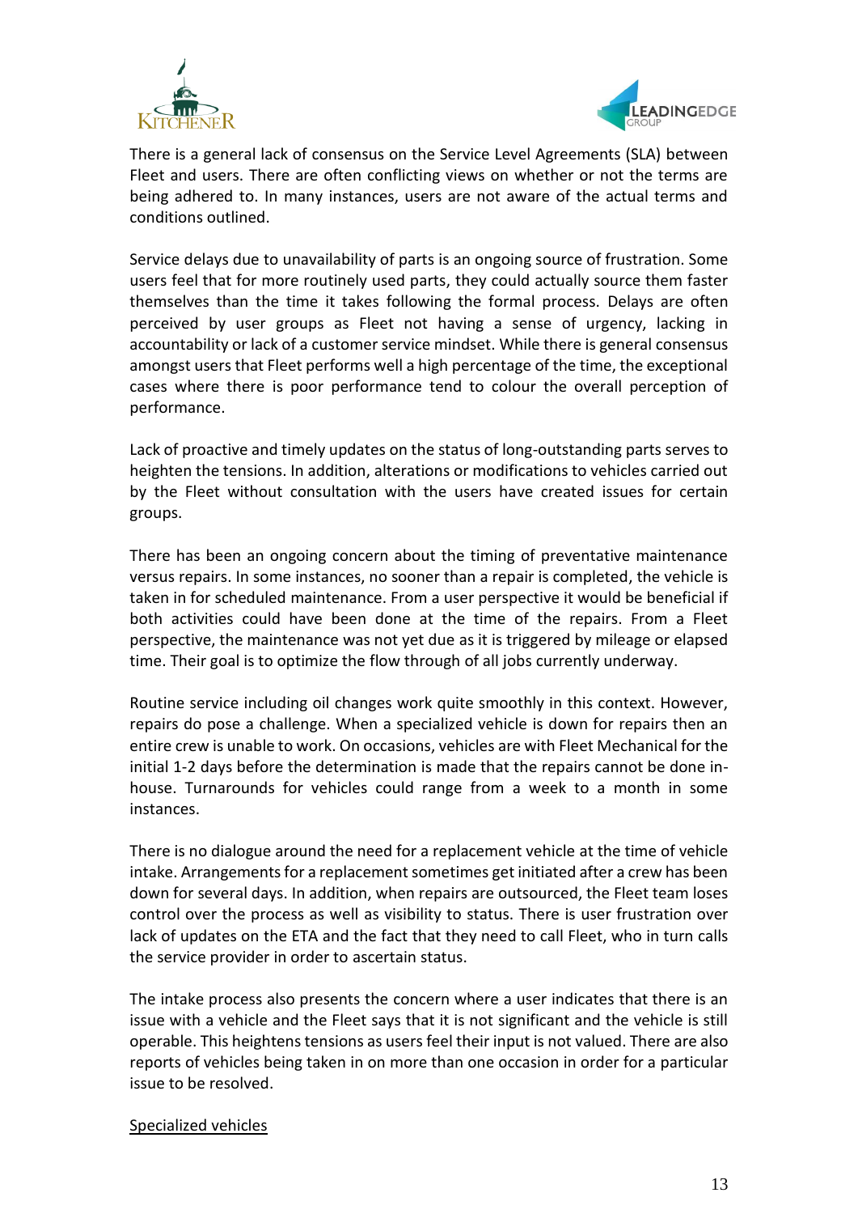There is a general lack of consensus on the Service Level Agreements (SLA) between Fleet and users. There are often conflicting views on whether or not the terms are being adhered to. In many instances, users are not aware of the actual terms and conditions outlined.

Service delays due to unavailability of parts is an ongoing source of frustration. Some users feel that for more routinely used parts, they could actually source them faster themselves than the time it takes following the formal process. Delays are often perceived by user groups as Fleet not having a sense of urgency, lacking in accountability or lack of a customer service mindset. While there is general consensus amongst users that Fleet performs well a high percentage of the time, the exceptional cases where there is poor performance tend to colour the overall perception of performance.

Lack of proactive and timely updates on the status of long-outstanding parts serves to heighten the tensions. In addition, alterations or modifications to vehicles carried out by the Fleet without consultation with the users have created issues for certain groups.

There has been an ongoing concern about the timing of preventative maintenance versus repairs. In some instances, no sooner than a repair is completed, the vehicle is taken in for scheduled maintenance. From a user perspective it would be beneficial if both activities could have been done at the time of the repairs. From a Fleet perspective, the maintenance was not yet due as it is triggered by mileage or elapsed time. Their goal is to optimize the flow through of all jobs currently underway.

Routine service including oil changes work quite smoothly in this context. However, repairs do pose a challenge. When a specialized vehicle is down for repairs then an entire crew is unable to work. On occasions, vehicles are with Fleet Mechanical for the initial 1-2 days before the determination is made that the repairs cannot be done in-house. Turnarounds for vehicles could range from a week to a month in some instances.

There is no dialogue around the need for a replacement vehicle at the time of vehicle intake. Arrangements for a replacement sometimes get initiated after a crew has been down for several days. In addition, when repairs are outsourced, the Fleet team loses control over the process as well as visibility to status. There is user frustration over lack of updates on the ETA and the fact that they need to call Fleet, who in turn calls the service provider in order to ascertain status.

The intake process also presents the concern where a user indicates that there is an issue with a vehicle and the Fleet says that it is not significant and the vehicle is still operable. This heightens tensions as users feel their input is not valued. There are also reports of vehicles being taken in on more than one occasion in order for a particular issue to be resolved.

<u>Specialized vehicles</u>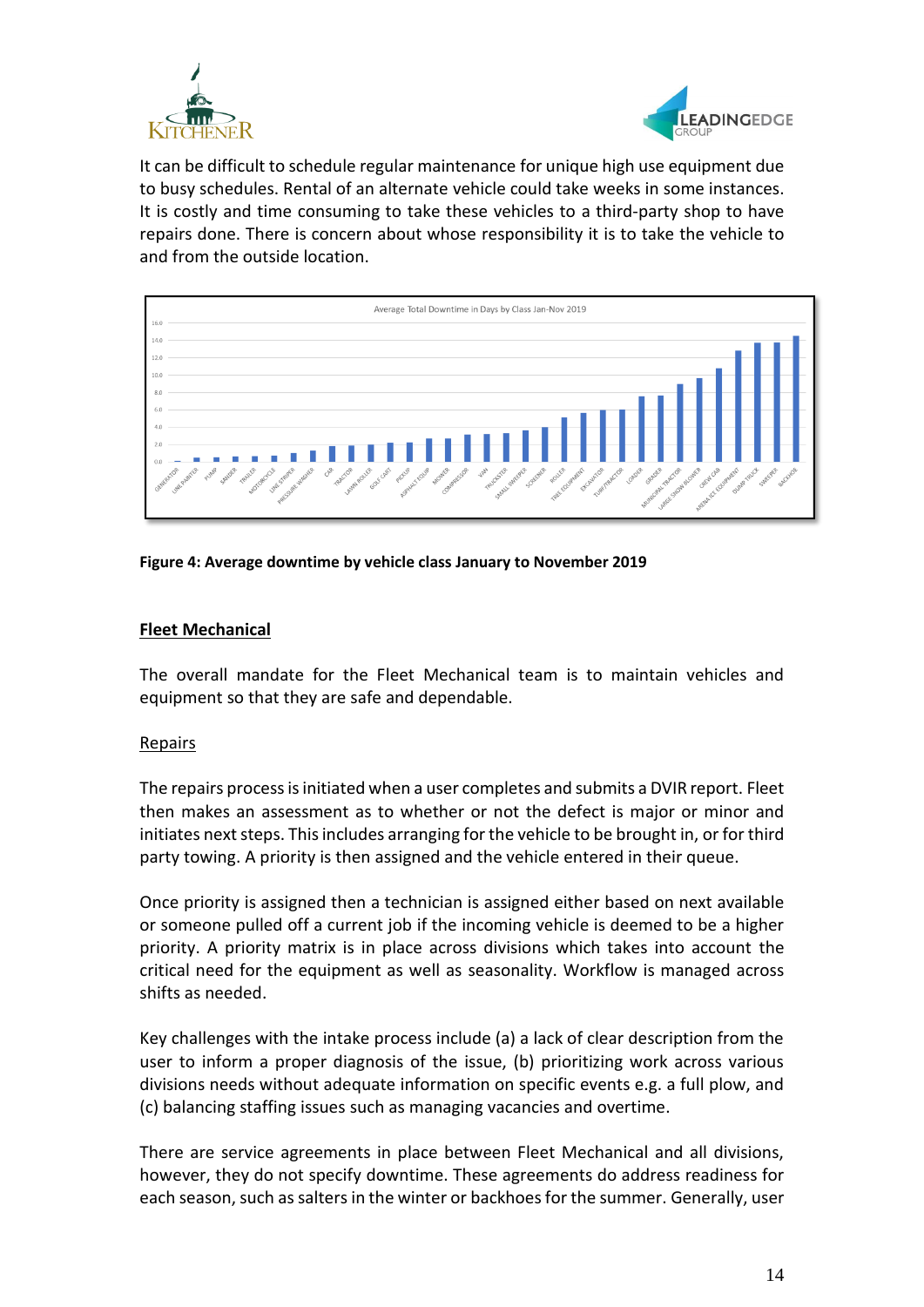It can be difficult to schedule regular maintenance for unique high use equipment due to busy schedules. Rental of an alternate vehicle could take weeks in some instances. It is costly and time consuming to take these vehicles to a third-party shop to have repairs done. There is concern about whose responsibility it is to take the vehicle to and from the outside location.

**Figure 4: Average downtime by vehicle class January to November 2019**

## Fleet Mechanical

The overall mandate for the Fleet Mechanical team is to maintain vehicles and equipment so that they are safe and dependable.

### Repairs

The repairs process is initiated when a user completes and submits a DVIR report. Fleet then makes an assessment as to whether or not the defect is major or minor and initiates next steps. This includes arranging for the vehicle to be brought in, or for third party towing. A priority is then assigned and the vehicle entered in their queue.

Once priority is assigned then a technician is assigned either based on next available or someone pulled off a current job if the incoming vehicle is deemed to be a higher priority. A priority matrix is in place across divisions which takes into account the critical need for the equipment as well as seasonality. Workflow is managed across shifts as needed.

Key challenges with the intake process include (a) a lack of clear description from the user to inform a proper diagnosis of the issue, (b) prioritizing work across various divisions needs without adequate information on specific events e.g. a full plow, and (c) balancing staffing issues such as managing vacancies and overtime.

There are service agreements in place between Fleet Mechanical and all divisions, however, they do not specify downtime. These agreements do address readiness for each season, such as salters in the winter or backhoes for the summer. Generally, user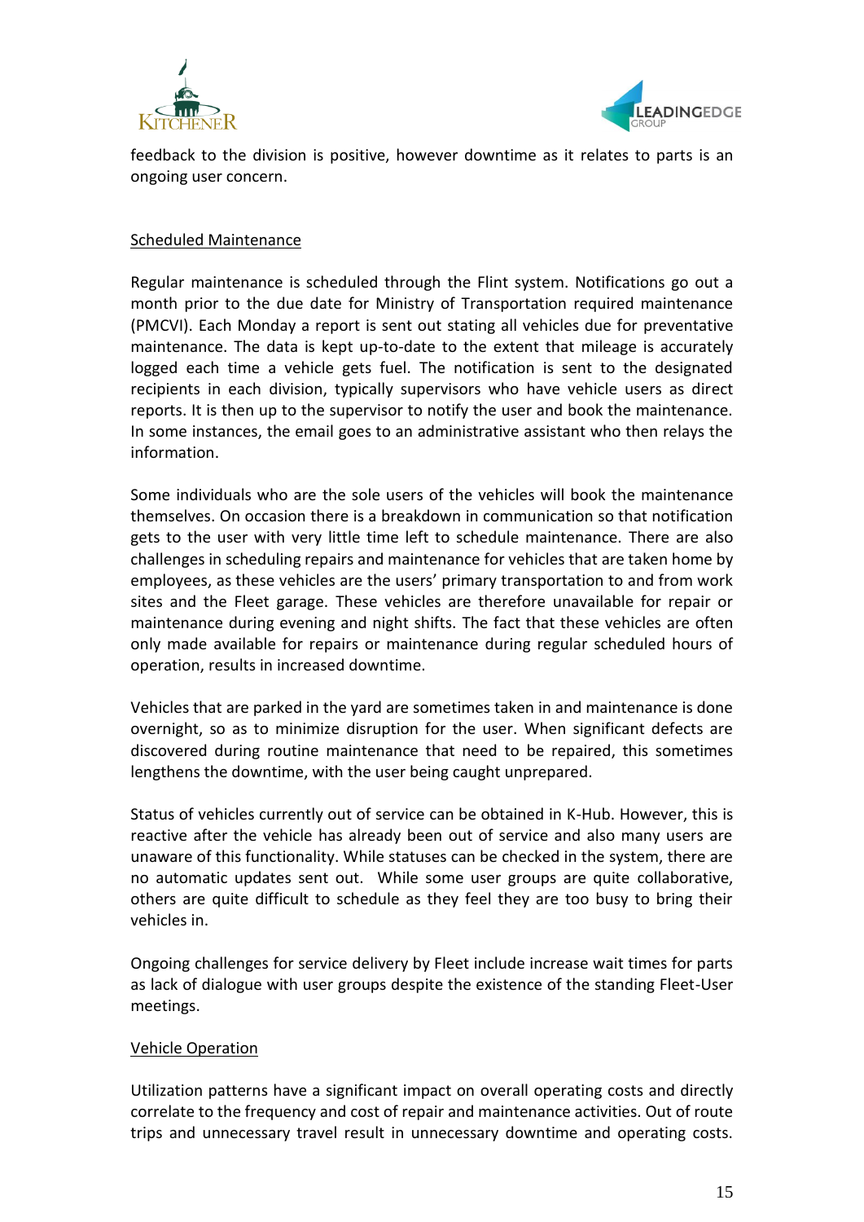feedback to the division is positive, however downtime as it relates to parts is an ongoing user concern.

Scheduled Maintenance

Regular maintenance is scheduled through the Flint system. Notifications go out a month prior to the due date for Ministry of Transportation required maintenance (PMCVI). Each Monday a report is sent out stating all vehicles due for preventative maintenance. The data is kept up-to-date to the extent that mileage is accurately logged each time a vehicle gets fuel. The notification is sent to the designated recipients in each division, typically supervisors who have vehicle users as direct reports. It is then up to the supervisor to notify the user and book the maintenance. In some instances, the email goes to an administrative assistant who then relays the information.

Some individuals who are the sole users of the vehicles will book the maintenance themselves. On occasion there is a breakdown in communication so that notification gets to the user with very little time left to schedule maintenance. There are also challenges in scheduling repairs and maintenance for vehicles that are taken home by employees, as these vehicles are the users' primary transportation to and from work sites and the Fleet garage. These vehicles are therefore unavailable for repair or maintenance during evening and night shifts. The fact that these vehicles are often only made available for repairs or maintenance during regular scheduled hours of operation, results in increased downtime.

Vehicles that are parked in the yard are sometimes taken in and maintenance is done overnight, so as to minimize disruption for the user. When significant defects are discovered during routine maintenance that need to be repaired, this sometimes lengthens the downtime, with the user being caught unprepared.

Status of vehicles currently out of service can be obtained in K-Hub. However, this is reactive after the vehicle has already been out of service and also many users are unaware of this functionality. While statuses can be checked in the system, there are no automatic updates sent out. While some user groups are quite collaborative, others are quite difficult to schedule as they feel they are too busy to bring their vehicles in.

Ongoing challenges for service delivery by Fleet include increase wait times for parts as lack of dialogue with user groups despite the existence of the standing Fleet-User meetings.

Vehicle Operation

Utilization patterns have a significant impact on overall operating costs and directly correlate to the frequency and cost of repair and maintenance activities. Out of route trips and unnecessary travel result in unnecessary downtime and operating costs.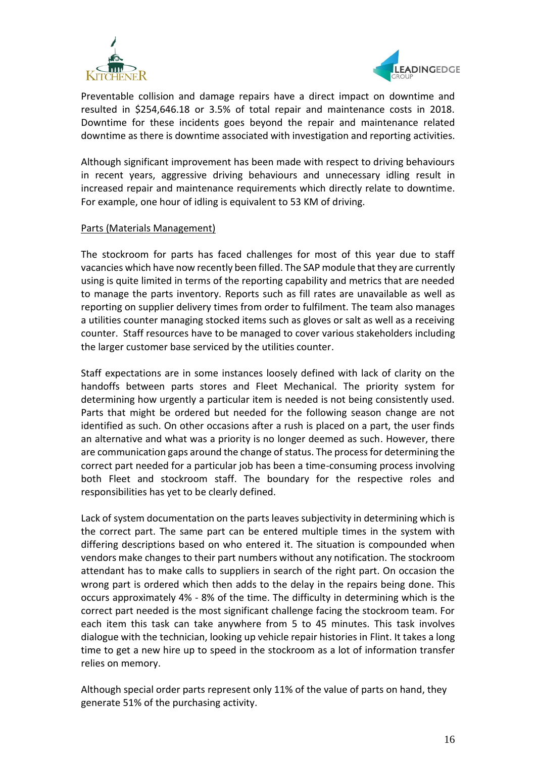Preventable collision and damage repairs have a direct impact on downtime and resulted in $254,646.18 or 3.5% of total repair and maintenance costs in 2018. Downtime for these incidents goes beyond the repair and maintenance related downtime as there is downtime associated with investigation and reporting activities.

Although significant improvement has been made with respect to driving behaviours in recent years, aggressive driving behaviours and unnecessary idling result in increased repair and maintenance requirements which directly relate to downtime. For example, one hour of idling is equivalent to 53 KM of driving.

<u>Parts (Materials Management)</u>

The stockroom for parts has faced challenges for most of this year due to staff vacancies which have now recently been filled. The SAP module that they are currently using is quite limited in terms of the reporting capability and metrics that are needed to manage the parts inventory. Reports such as fill rates are unavailable as well as reporting on supplier delivery times from order to fulfilment. The team also manages a utilities counter managing stocked items such as gloves or salt as well as a receiving counter. Staff resources have to be managed to cover various stakeholders including the larger customer base serviced by the utilities counter.

Staff expectations are in some instances loosely defined with lack of clarity on the handoffs between parts stores and Fleet Mechanical. The priority system for determining how urgently a particular item is needed is not being consistently used. Parts that might be ordered but needed for the following season change are not identified as such. On other occasions after a rush is placed on a part, the user finds an alternative and what was a priority is no longer deemed as such. However, there are communication gaps around the change of status. The process for determining the correct part needed for a particular job has been a time-consuming process involving both Fleet and stockroom staff. The boundary for the respective roles and responsibilities has yet to be clearly defined.

Lack of system documentation on the parts leaves subjectivity in determining which is the correct part. The same part can be entered multiple times in the system with differing descriptions based on who entered it. The situation is compounded when vendors make changes to their part numbers without any notification. The stockroom attendant has to make calls to suppliers in search of the right part. On occasion the wrong part is ordered which then adds to the delay in the repairs being done. This occurs approximately 4% - 8% of the time. The difficulty in determining which is the correct part needed is the most significant challenge facing the stockroom team. For each item this task can take anywhere from 5 to 45 minutes. This task involves dialogue with the technician, looking up vehicle repair histories in Flint. It takes a long time to get a new hire up to speed in the stockroom as a lot of information transfer relies on memory.

Although special order parts represent only 11% of the value of parts on hand, they generate 51% of the purchasing activity.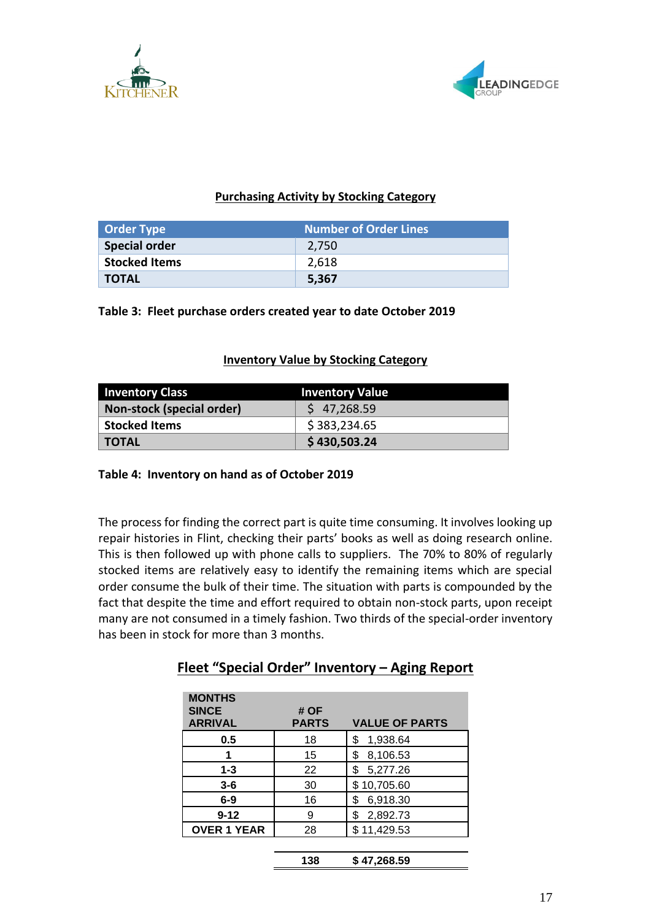**Purchasing Activity by Stocking Category**

| Order Type | Number of Order Lines |
|---|---|
| **Special order** | 2,750 |
| **Stocked Items** | 2,618 |
| **TOTAL** | **5,367** |

**Table 3: Fleet purchase orders created year to date October 2019**

**Inventory Value by Stocking Category**

| Inventory Class | Inventory Value |
|---|---|
| **Non-stock (special order)** | $ 47,268.59 |
| **Stocked Items** | $ 383,234.65 |
| **TOTAL** | **$ 430,503.24** |

**Table 4: Inventory on hand as of October 2019**

The process for finding the correct part is quite time consuming. It involves looking up repair histories in Flint, checking their parts' books as well as doing research online. This is then followed up with phone calls to suppliers. The 70% to 80% of regularly stocked items are relatively easy to identify the remaining items which are special order consume the bulk of their time. The situation with parts is compounded by the fact that despite the time and effort required to obtain non-stock parts, upon receipt many are not consumed in a timely fashion. Two thirds of the special-order inventory has been in stock for more than 3 months.

**Fleet "Special Order" Inventory – Aging Report**

| MONTHS SINCE ARRIVAL | # OF PARTS | VALUE OF PARTS |
|---|---|---|
| **0.5** | 18 | $ 1,938.64 |
| **1** | 15 | $ 8,106.53 |
| **1-3** | 22 | $ 5,277.26 |
| **3-6** | 30 | $ 10,705.60 |
| **6-9** | 16 | $ 6,918.30 |
| **9-12** | 9 | $ 2,892.73 |
| **OVER 1 YEAR** | 28 | $ 11,429.53 |
| | **138** | **$ 47,268.59** |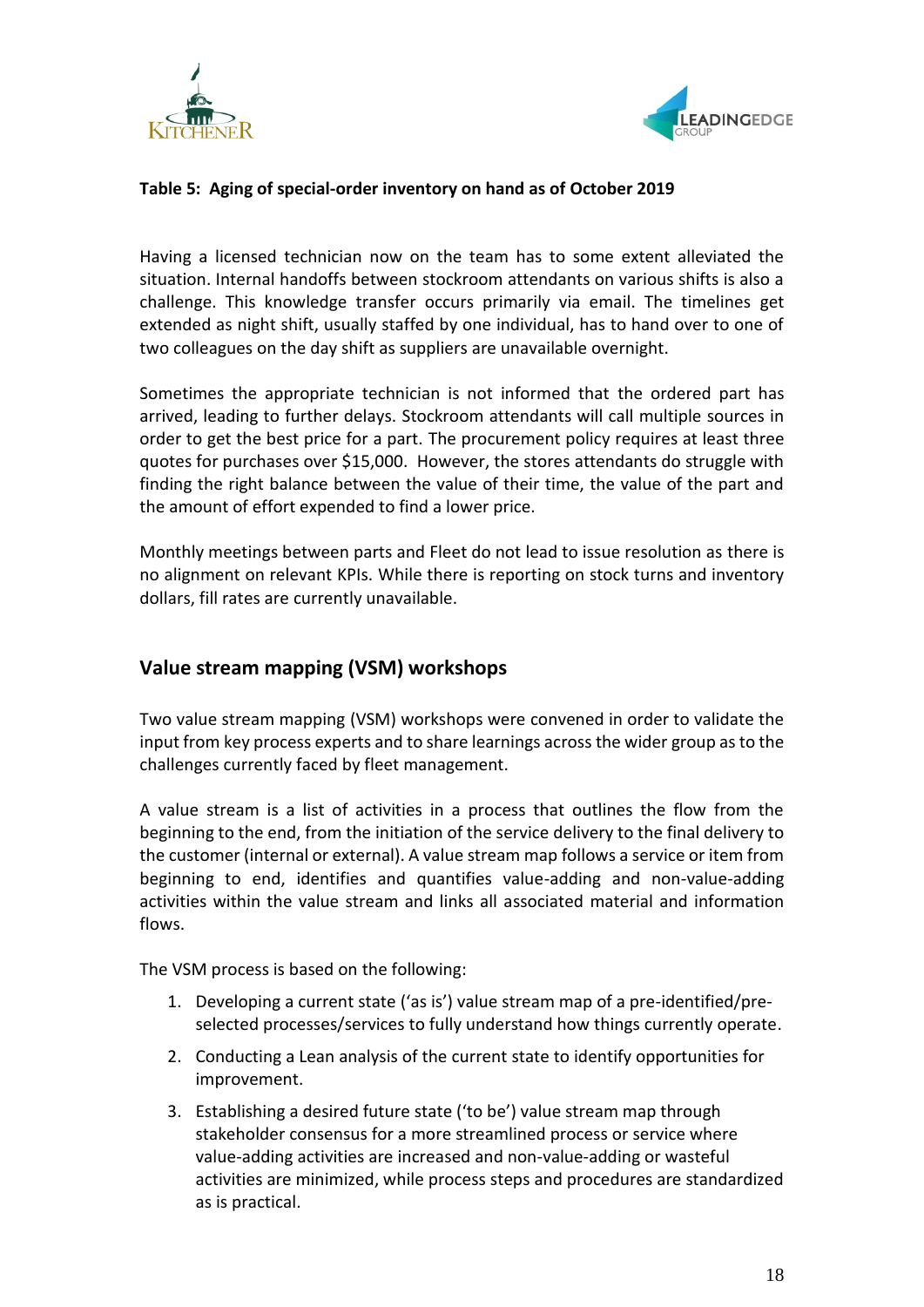**Table 5: Aging of special-order inventory on hand as of October 2019**

Having a licensed technician now on the team has to some extent alleviated the situation. Internal handoffs between stockroom attendants on various shifts is also a challenge. This knowledge transfer occurs primarily via email. The timelines get extended as night shift, usually staffed by one individual, has to hand over to one of two colleagues on the day shift as suppliers are unavailable overnight.

Sometimes the appropriate technician is not informed that the ordered part has arrived, leading to further delays. Stockroom attendants will call multiple sources in order to get the best price for a part. The procurement policy requires at least three quotes for purchases over $15,000. However, the stores attendants do struggle with finding the right balance between the value of their time, the value of the part and the amount of effort expended to find a lower price.

Monthly meetings between parts and Fleet do not lead to issue resolution as there is no alignment on relevant KPIs. While there is reporting on stock turns and inventory dollars, fill rates are currently unavailable.

## Value stream mapping (VSM) workshops

Two value stream mapping (VSM) workshops were convened in order to validate the input from key process experts and to share learnings across the wider group as to the challenges currently faced by fleet management.

A value stream is a list of activities in a process that outlines the flow from the beginning to the end, from the initiation of the service delivery to the final delivery to the customer (internal or external). A value stream map follows a service or item from beginning to end, identifies and quantifies value-adding and non-value-adding activities within the value stream and links all associated material and information flows.

The VSM process is based on the following:

1. Developing a current state ('as is') value stream map of a pre-identified/pre-selected processes/services to fully understand how things currently operate.
2. Conducting a Lean analysis of the current state to identify opportunities for improvement.
3. Establishing a desired future state ('to be') value stream map through stakeholder consensus for a more streamlined process or service where value-adding activities are increased and non-value-adding or wasteful activities are minimized, while process steps and procedures are standardized as is practical.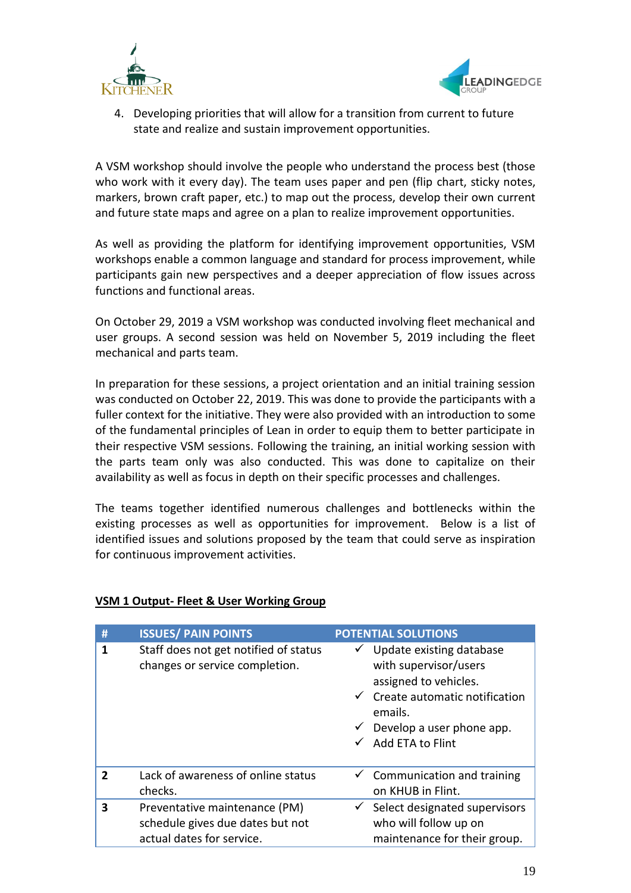4. Developing priorities that will allow for a transition from current to future state and realize and sustain improvement opportunities.

A VSM workshop should involve the people who understand the process best (those who work with it every day). The team uses paper and pen (flip chart, sticky notes, markers, brown craft paper, etc.) to map out the process, develop their own current and future state maps and agree on a plan to realize improvement opportunities.

As well as providing the platform for identifying improvement opportunities, VSM workshops enable a common language and standard for process improvement, while participants gain new perspectives and a deeper appreciation of flow issues across functions and functional areas.

On October 29, 2019 a VSM workshop was conducted involving fleet mechanical and user groups. A second session was held on November 5, 2019 including the fleet mechanical and parts team.

In preparation for these sessions, a project orientation and an initial training session was conducted on October 22, 2019. This was done to provide the participants with a fuller context for the initiative. They were also provided with an introduction to some of the fundamental principles of Lean in order to equip them to better participate in their respective VSM sessions. Following the training, an initial working session with the parts team only was also conducted. This was done to capitalize on their availability as well as focus in depth on their specific processes and challenges.

The teams together identified numerous challenges and bottlenecks within the existing processes as well as opportunities for improvement. Below is a list of identified issues and solutions proposed by the team that could serve as inspiration for continuous improvement activities.

**VSM 1 Output- Fleet & User Working Group**

| # | ISSUES/ PAIN POINTS | POTENTIAL SOLUTIONS |
|---|---|---|
| 1 | Staff does not get notified of status changes or service completion. | ✓ Update existing database with supervisor/users assigned to vehicles.<br>✓ Create automatic notification emails.<br>✓ Develop a user phone app.<br>✓ Add ETA to Flint |
| 2 | Lack of awareness of online status checks. | ✓ Communication and training on KHUB in Flint. |
| 3 | Preventative maintenance (PM) schedule gives due dates but not actual dates for service. | ✓ Select designated supervisors who will follow up on maintenance for their group. |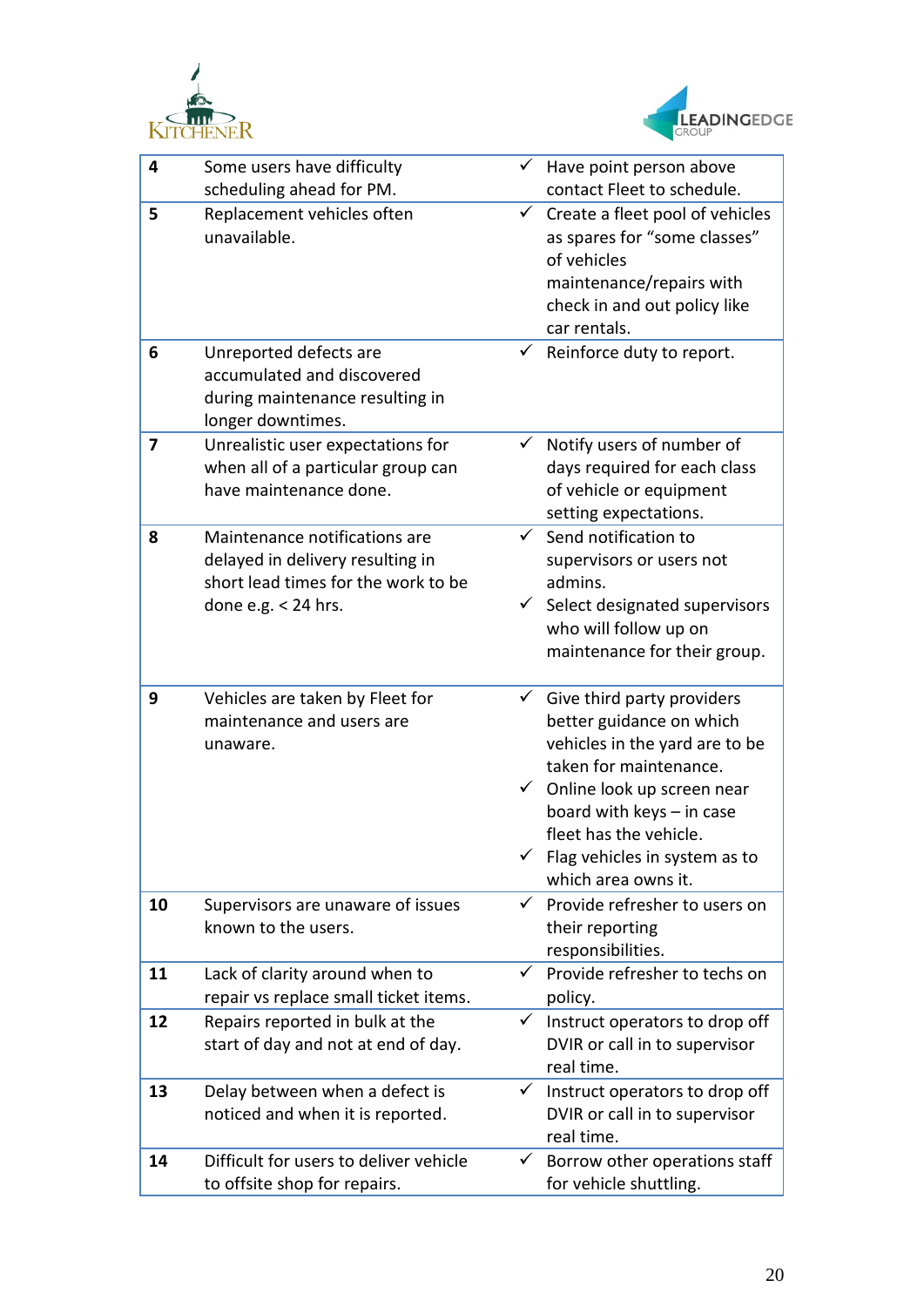| | | |
|---|---|---|
| **4** | Some users have difficulty scheduling ahead for PM. | ✓ Have point person above contact Fleet to schedule. |
| **5** | Replacement vehicles often unavailable. | ✓ Create a fleet pool of vehicles as spares for "some classes" of vehicles maintenance/repairs with check in and out policy like car rentals. |
| **6** | Unreported defects are accumulated and discovered during maintenance resulting in longer downtimes. | ✓ Reinforce duty to report. |
| **7** | Unrealistic user expectations for when all of a particular group can have maintenance done. | ✓ Notify users of number of days required for each class of vehicle or equipment setting expectations. |
| **8** | Maintenance notifications are delayed in delivery resulting in short lead times for the work to be done e.g. < 24 hrs. | ✓ Send notification to supervisors or users not admins.<br>✓ Select designated supervisors who will follow up on maintenance for their group. |
| **9** | Vehicles are taken by Fleet for maintenance and users are unaware. | ✓ Give third party providers better guidance on which vehicles in the yard are to be taken for maintenance.<br>✓ Online look up screen near board with keys – in case fleet has the vehicle.<br>✓ Flag vehicles in system as to which area owns it. |
| **10** | Supervisors are unaware of issues known to the users. | ✓ Provide refresher to users on their reporting responsibilities. |
| **11** | Lack of clarity around when to repair vs replace small ticket items. | ✓ Provide refresher to techs on policy. |
| **12** | Repairs reported in bulk at the start of day and not at end of day. | ✓ Instruct operators to drop off DVIR or call in to supervisor real time. |
| **13** | Delay between when a defect is noticed and when it is reported. | ✓ Instruct operators to drop off DVIR or call in to supervisor real time. |
| **14** | Difficult for users to deliver vehicle to offsite shop for repairs. | ✓ Borrow other operations staff for vehicle shuttling. |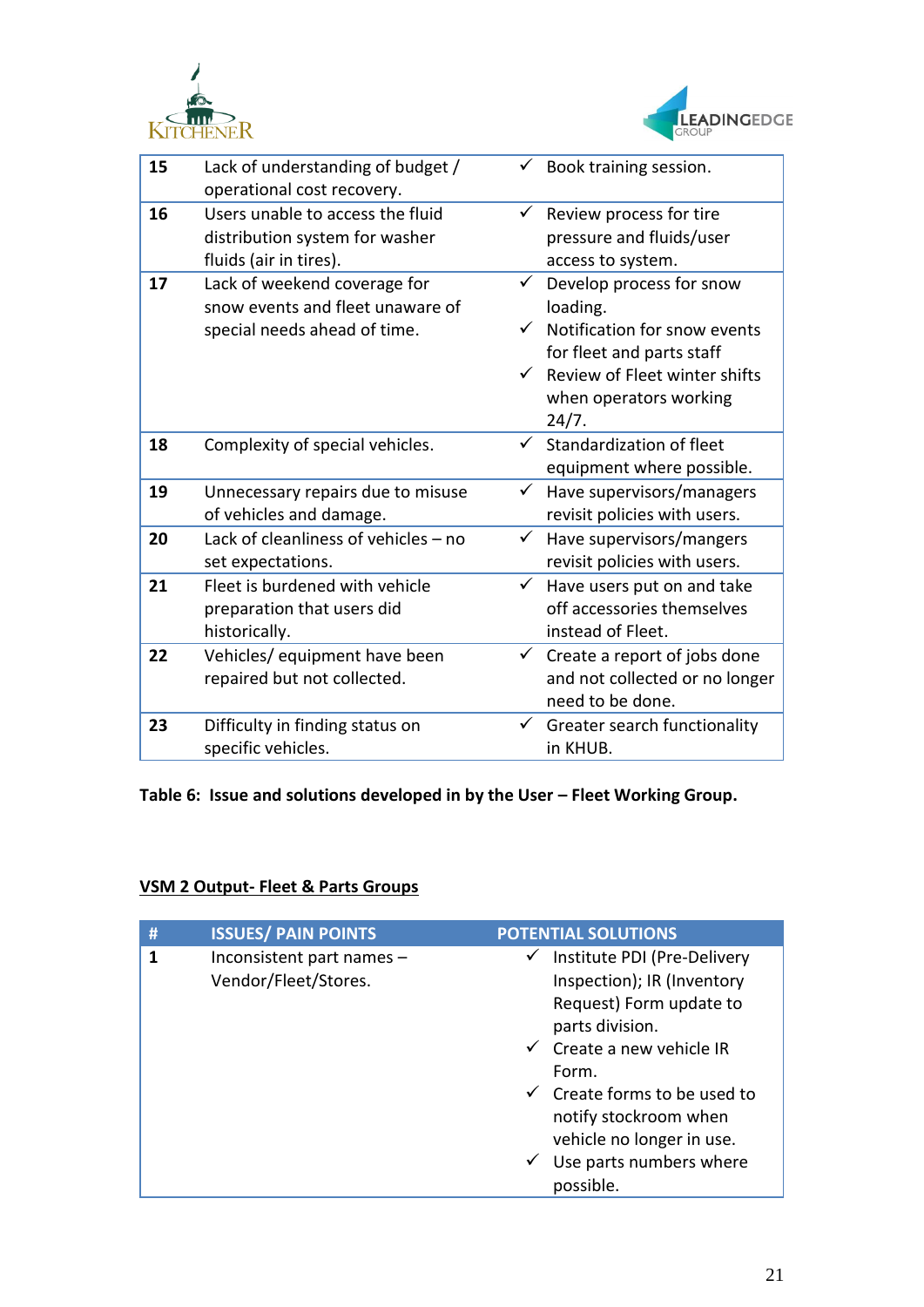| | | |
|---|---|---|
| **15** | Lack of understanding of budget / operational cost recovery. | ✓ Book training session. |
| **16** | Users unable to access the fluid distribution system for washer fluids (air in tires). | ✓ Review process for tire pressure and fluids/user access to system. |
| **17** | Lack of weekend coverage for snow events and fleet unaware of special needs ahead of time. | ✓ Develop process for snow loading.<br>✓ Notification for snow events for fleet and parts staff<br>✓ Review of Fleet winter shifts when operators working 24/7. |
| **18** | Complexity of special vehicles. | ✓ Standardization of fleet equipment where possible. |
| **19** | Unnecessary repairs due to misuse of vehicles and damage. | ✓ Have supervisors/managers revisit policies with users. |
| **20** | Lack of cleanliness of vehicles – no set expectations. | ✓ Have supervisors/mangers revisit policies with users. |
| **21** | Fleet is burdened with vehicle preparation that users did historically. | ✓ Have users put on and take off accessories themselves instead of Fleet. |
| **22** | Vehicles/ equipment have been repaired but not collected. | ✓ Create a report of jobs done and not collected or no longer need to be done. |
| **23** | Difficulty in finding status on specific vehicles. | ✓ Greater search functionality in KHUB. |

**Table 6: Issue and solutions developed in by the User – Fleet Working Group.**

**<u>VSM 2 Output- Fleet & Parts Groups</u>**

| # | ISSUES/ PAIN POINTS | POTENTIAL SOLUTIONS |
|---|---|---|
| **1** | Inconsistent part names – Vendor/Fleet/Stores. | ✓ Institute PDI (Pre-Delivery Inspection); IR (Inventory Request) Form update to parts division.<br>✓ Create a new vehicle IR Form.<br>✓ Create forms to be used to notify stockroom when vehicle no longer in use.<br>✓ Use parts numbers where possible. |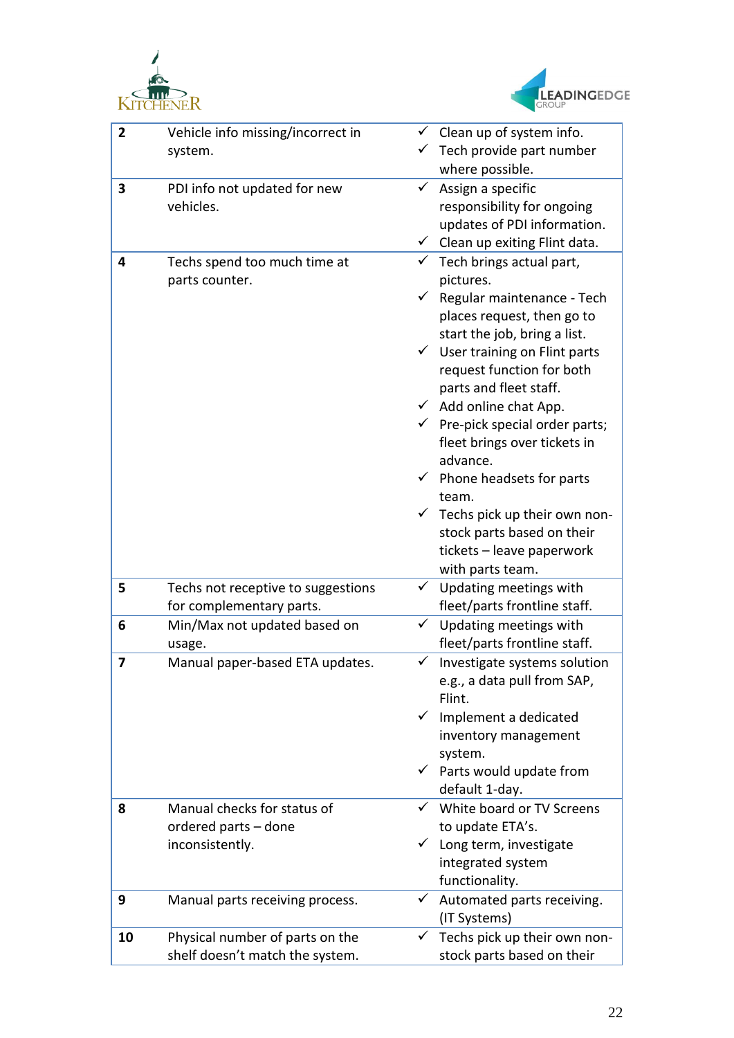| | | |
|---|---|---|
| **2** | Vehicle info missing/incorrect in system. | ✓ Clean up of system info.<br>✓ Tech provide part number where possible. |
| **3** | PDI info not updated for new vehicles. | ✓ Assign a specific responsibility for ongoing updates of PDI information.<br>✓ Clean up exiting Flint data. |
| **4** | Techs spend too much time at parts counter. | ✓ Tech brings actual part, pictures.<br>✓ Regular maintenance - Tech places request, then go to start the job, bring a list.<br>✓ User training on Flint parts request function for both parts and fleet staff.<br>✓ Add online chat App.<br>✓ Pre-pick special order parts; fleet brings over tickets in advance.<br>✓ Phone headsets for parts team.<br>✓ Techs pick up their own non-stock parts based on their tickets – leave paperwork with parts team. |
| **5** | Techs not receptive to suggestions for complementary parts. | ✓ Updating meetings with fleet/parts frontline staff. |
| **6** | Min/Max not updated based on usage. | ✓ Updating meetings with fleet/parts frontline staff. |
| **7** | Manual paper-based ETA updates. | ✓ Investigate systems solution e.g., a data pull from SAP, Flint.<br>✓ Implement a dedicated inventory management system.<br>✓ Parts would update from default 1-day. |
| **8** | Manual checks for status of ordered parts – done inconsistently. | ✓ White board or TV Screens to update ETA's.<br>✓ Long term, investigate integrated system functionality. |
| **9** | Manual parts receiving process. | ✓ Automated parts receiving. (IT Systems) |
| **10** | Physical number of parts on the shelf doesn't match the system. | ✓ Techs pick up their own non-stock parts based on their |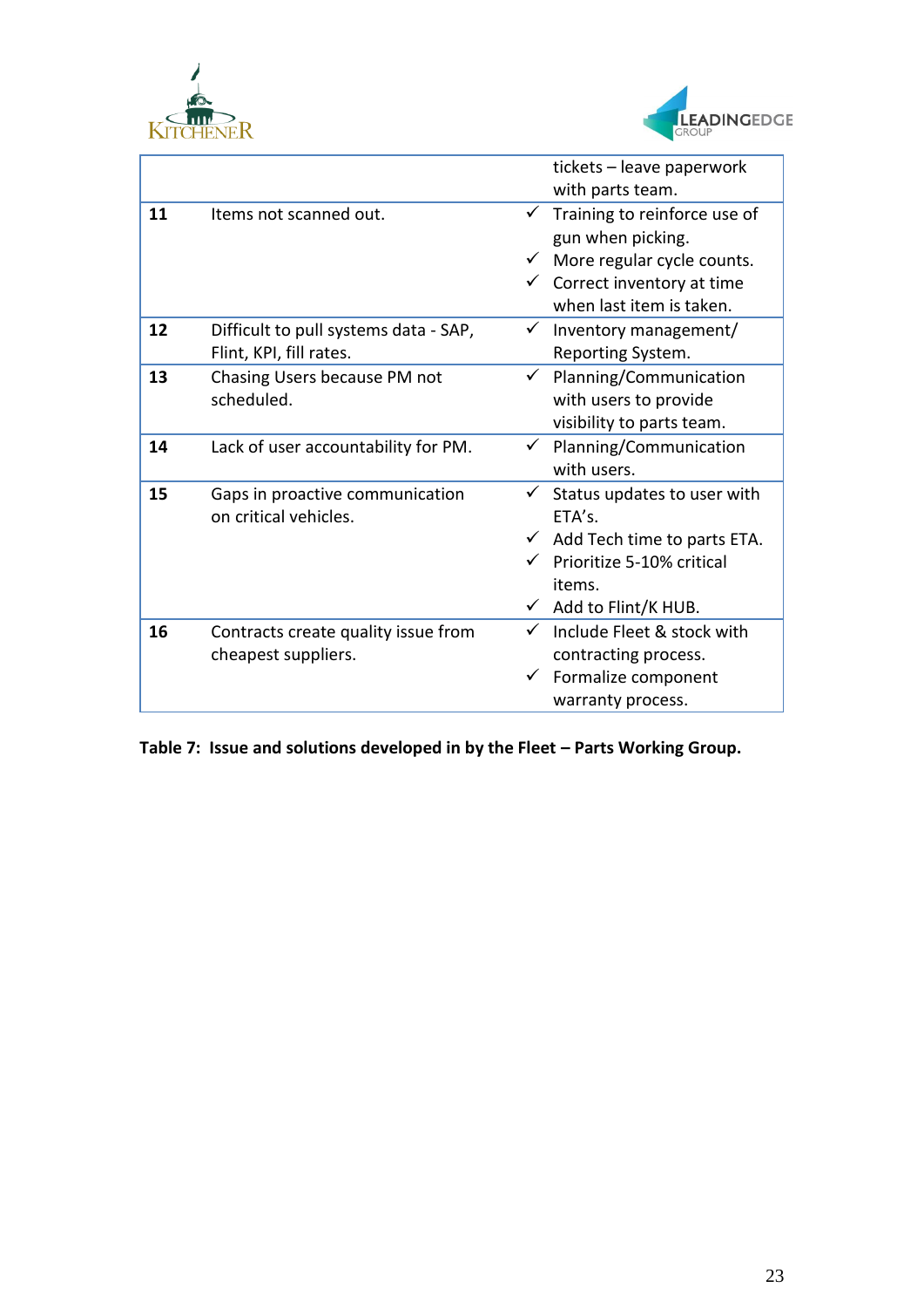| | | |
|---|---|---|
| | | tickets – leave paperwork with parts team. |
| **11** | Items not scanned out. | ✓ Training to reinforce use of gun when picking.<br>✓ More regular cycle counts.<br>✓ Correct inventory at time when last item is taken. |
| **12** | Difficult to pull systems data - SAP, Flint, KPI, fill rates. | ✓ Inventory management/ Reporting System. |
| **13** | Chasing Users because PM not scheduled. | ✓ Planning/Communication with users to provide visibility to parts team. |
| **14** | Lack of user accountability for PM. | ✓ Planning/Communication with users. |
| **15** | Gaps in proactive communication on critical vehicles. | ✓ Status updates to user with ETA's.<br>✓ Add Tech time to parts ETA.<br>✓ Prioritize 5-10% critical items.<br>✓ Add to Flint/K HUB. |
| **16** | Contracts create quality issue from cheapest suppliers. | ✓ Include Fleet & stock with contracting process.<br>✓ Formalize component warranty process. |

**Table 7: Issue and solutions developed in by the Fleet – Parts Working Group.**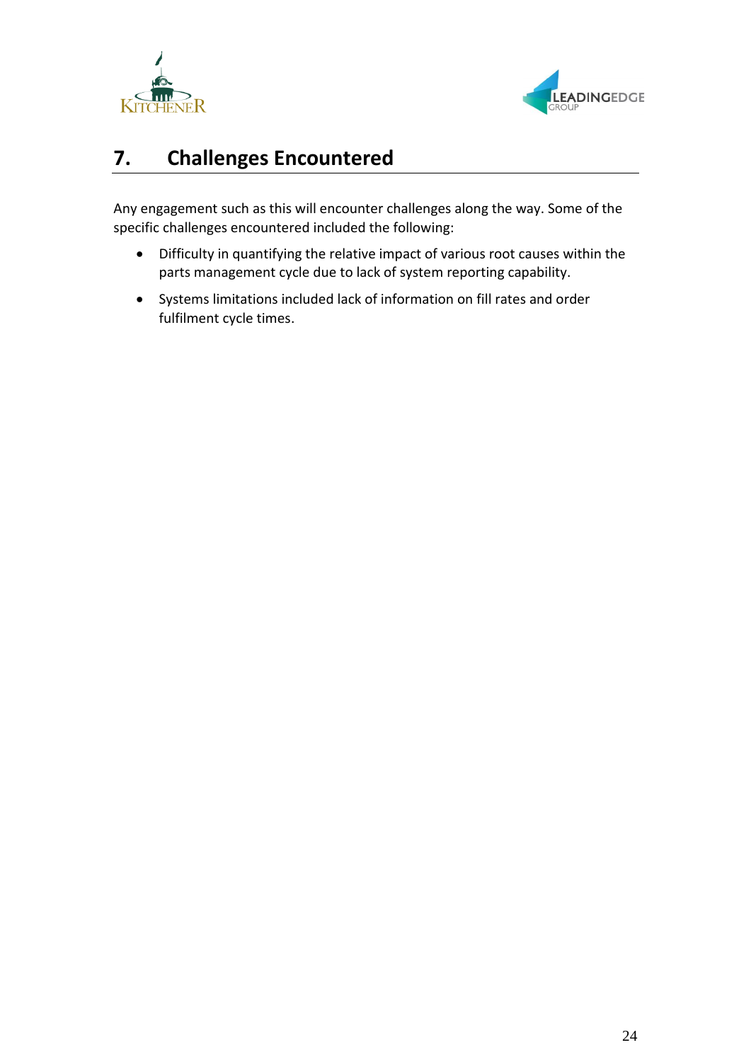# 7. Challenges Encountered

Any engagement such as this will encounter challenges along the way. Some of the specific challenges encountered included the following:

- Difficulty in quantifying the relative impact of various root causes within the parts management cycle due to lack of system reporting capability.
- Systems limitations included lack of information on fill rates and order fulfilment cycle times.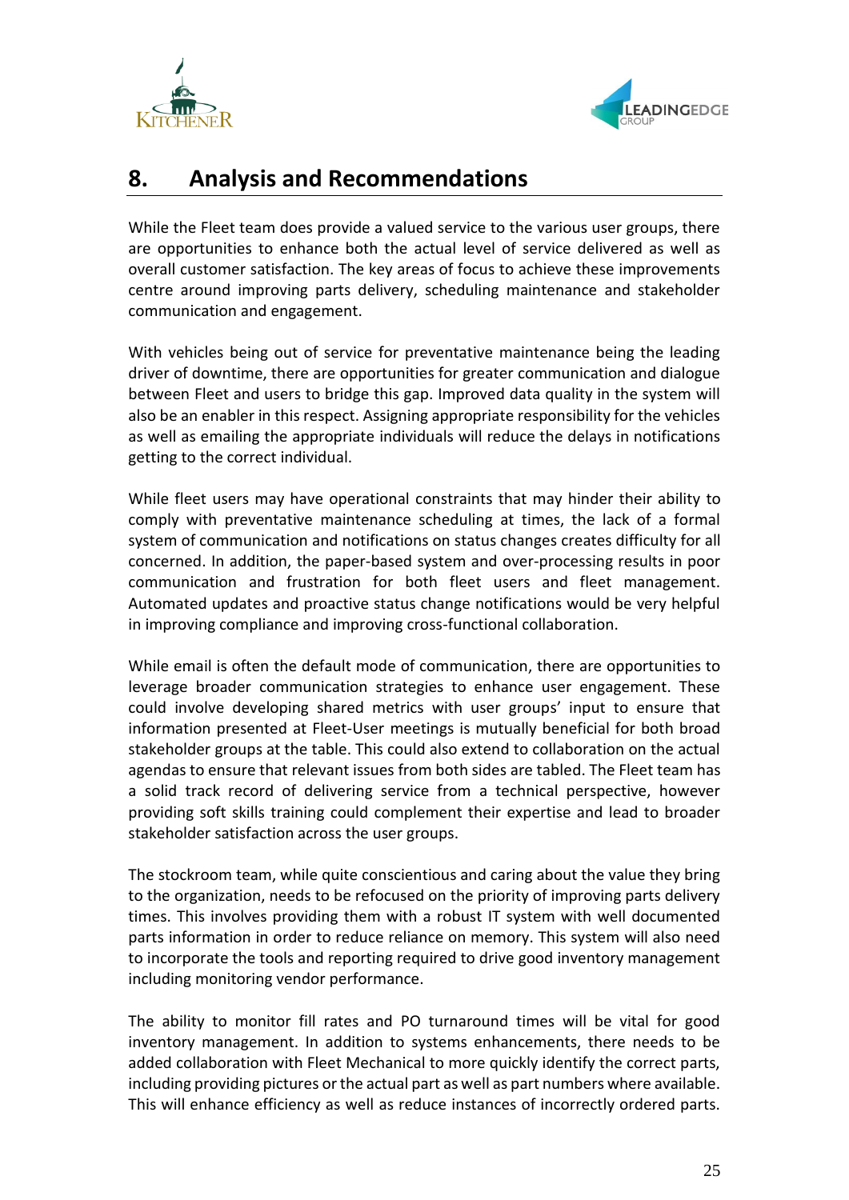# 8. Analysis and Recommendations

While the Fleet team does provide a valued service to the various user groups, there are opportunities to enhance both the actual level of service delivered as well as overall customer satisfaction. The key areas of focus to achieve these improvements centre around improving parts delivery, scheduling maintenance and stakeholder communication and engagement.

With vehicles being out of service for preventative maintenance being the leading driver of downtime, there are opportunities for greater communication and dialogue between Fleet and users to bridge this gap. Improved data quality in the system will also be an enabler in this respect. Assigning appropriate responsibility for the vehicles as well as emailing the appropriate individuals will reduce the delays in notifications getting to the correct individual.

While fleet users may have operational constraints that may hinder their ability to comply with preventative maintenance scheduling at times, the lack of a formal system of communication and notifications on status changes creates difficulty for all concerned. In addition, the paper-based system and over-processing results in poor communication and frustration for both fleet users and fleet management. Automated updates and proactive status change notifications would be very helpful in improving compliance and improving cross-functional collaboration.

While email is often the default mode of communication, there are opportunities to leverage broader communication strategies to enhance user engagement. These could involve developing shared metrics with user groups' input to ensure that information presented at Fleet-User meetings is mutually beneficial for both broad stakeholder groups at the table. This could also extend to collaboration on the actual agendas to ensure that relevant issues from both sides are tabled. The Fleet team has a solid track record of delivering service from a technical perspective, however providing soft skills training could complement their expertise and lead to broader stakeholder satisfaction across the user groups.

The stockroom team, while quite conscientious and caring about the value they bring to the organization, needs to be refocused on the priority of improving parts delivery times. This involves providing them with a robust IT system with well documented parts information in order to reduce reliance on memory. This system will also need to incorporate the tools and reporting required to drive good inventory management including monitoring vendor performance.

The ability to monitor fill rates and PO turnaround times will be vital for good inventory management. In addition to systems enhancements, there needs to be added collaboration with Fleet Mechanical to more quickly identify the correct parts, including providing pictures or the actual part as well as part numbers where available. This will enhance efficiency as well as reduce instances of incorrectly ordered parts.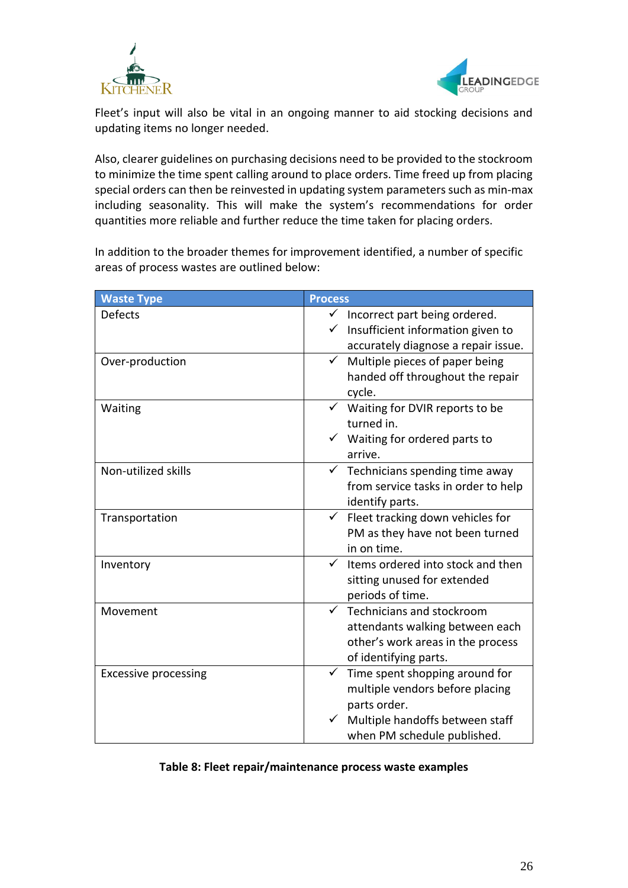Fleet's input will also be vital in an ongoing manner to aid stocking decisions and updating items no longer needed.

Also, clearer guidelines on purchasing decisions need to be provided to the stockroom to minimize the time spent calling around to place orders. Time freed up from placing special orders can then be reinvested in updating system parameters such as min-max including seasonality. This will make the system's recommendations for order quantities more reliable and further reduce the time taken for placing orders.

In addition to the broader themes for improvement identified, a number of specific areas of process wastes are outlined below:

| Waste Type | Process |
|---|---|
| Defects | ✓ Incorrect part being ordered.<br>✓ Insufficient information given to accurately diagnose a repair issue. |
| Over-production | ✓ Multiple pieces of paper being handed off throughout the repair cycle. |
| Waiting | ✓ Waiting for DVIR reports to be turned in.<br>✓ Waiting for ordered parts to arrive. |
| Non-utilized skills | ✓ Technicians spending time away from service tasks in order to help identify parts. |
| Transportation | ✓ Fleet tracking down vehicles for PM as they have not been turned in on time. |
| Inventory | ✓ Items ordered into stock and then sitting unused for extended periods of time. |
| Movement | ✓ Technicians and stockroom attendants walking between each other's work areas in the process of identifying parts. |
| Excessive processing | ✓ Time spent shopping around for multiple vendors before placing parts order.<br>✓ Multiple handoffs between staff when PM schedule published. |

**Table 8: Fleet repair/maintenance process waste examples**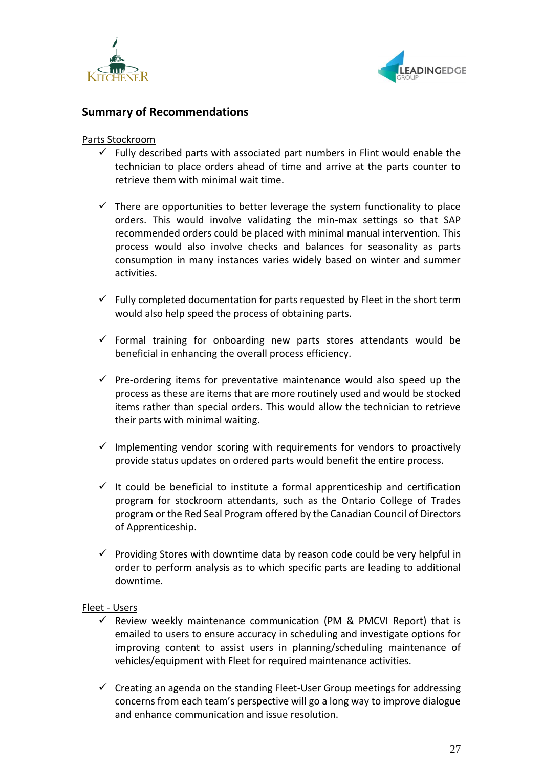## Summary of Recommendations

Parts Stockroom

- ✓ Fully described parts with associated part numbers in Flint would enable the technician to place orders ahead of time and arrive at the parts counter to retrieve them with minimal wait time.

- ✓ There are opportunities to better leverage the system functionality to place orders. This would involve validating the min-max settings so that SAP recommended orders could be placed with minimal manual intervention. This process would also involve checks and balances for seasonality as parts consumption in many instances varies widely based on winter and summer activities.

- ✓ Fully completed documentation for parts requested by Fleet in the short term would also help speed the process of obtaining parts.

- ✓ Formal training for onboarding new parts stores attendants would be beneficial in enhancing the overall process efficiency.

- ✓ Pre-ordering items for preventative maintenance would also speed up the process as these are items that are more routinely used and would be stocked items rather than special orders. This would allow the technician to retrieve their parts with minimal waiting.

- ✓ Implementing vendor scoring with requirements for vendors to proactively provide status updates on ordered parts would benefit the entire process.

- ✓ It could be beneficial to institute a formal apprenticeship and certification program for stockroom attendants, such as the Ontario College of Trades program or the Red Seal Program offered by the Canadian Council of Directors of Apprenticeship.

- ✓ Providing Stores with downtime data by reason code could be very helpful in order to perform analysis as to which specific parts are leading to additional downtime.

Fleet - Users

- ✓ Review weekly maintenance communication (PM & PMCVI Report) that is emailed to users to ensure accuracy in scheduling and investigate options for improving content to assist users in planning/scheduling maintenance of vehicles/equipment with Fleet for required maintenance activities.

- ✓ Creating an agenda on the standing Fleet-User Group meetings for addressing concerns from each team's perspective will go a long way to improve dialogue and enhance communication and issue resolution.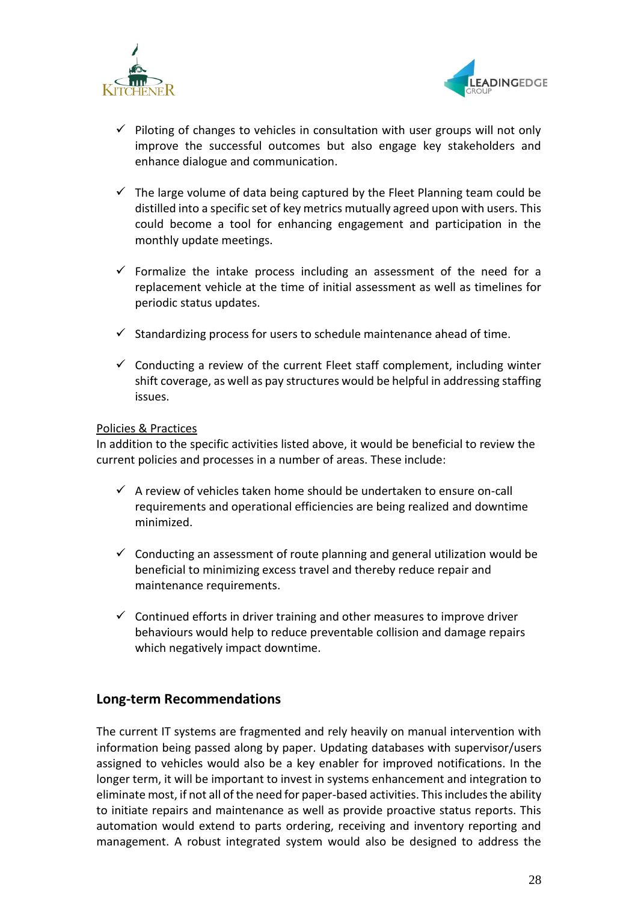- ✓ Piloting of changes to vehicles in consultation with user groups will not only improve the successful outcomes but also engage key stakeholders and enhance dialogue and communication.

- ✓ The large volume of data being captured by the Fleet Planning team could be distilled into a specific set of key metrics mutually agreed upon with users. This could become a tool for enhancing engagement and participation in the monthly update meetings.

- ✓ Formalize the intake process including an assessment of the need for a replacement vehicle at the time of initial assessment as well as timelines for periodic status updates.

- ✓ Standardizing process for users to schedule maintenance ahead of time.

- ✓ Conducting a review of the current Fleet staff complement, including winter shift coverage, as well as pay structures would be helpful in addressing staffing issues.

<u>Policies & Practices</u>
In addition to the specific activities listed above, it would be beneficial to review the current policies and processes in a number of areas. These include:

- ✓ A review of vehicles taken home should be undertaken to ensure on-call requirements and operational efficiencies are being realized and downtime minimized.

- ✓ Conducting an assessment of route planning and general utilization would be beneficial to minimizing excess travel and thereby reduce repair and maintenance requirements.

- ✓ Continued efforts in driver training and other measures to improve driver behaviours would help to reduce preventable collision and damage repairs which negatively impact downtime.

## Long-term Recommendations

The current IT systems are fragmented and rely heavily on manual intervention with information being passed along by paper. Updating databases with supervisor/users assigned to vehicles would also be a key enabler for improved notifications. In the longer term, it will be important to invest in systems enhancement and integration to eliminate most, if not all of the need for paper-based activities. This includes the ability to initiate repairs and maintenance as well as provide proactive status reports. This automation would extend to parts ordering, receiving and inventory reporting and management. A robust integrated system would also be designed to address the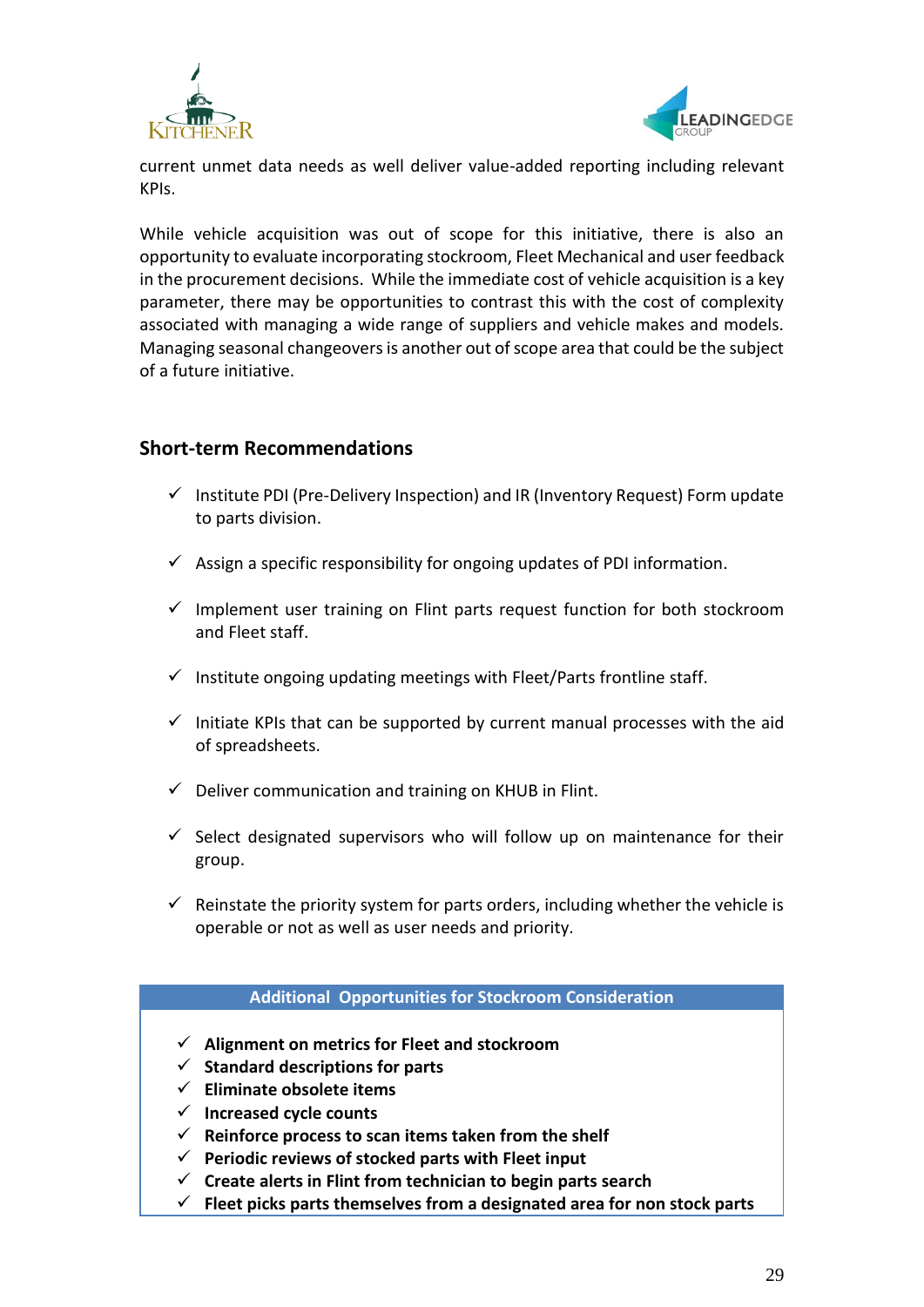current unmet data needs as well deliver value-added reporting including relevant KPIs.

While vehicle acquisition was out of scope for this initiative, there is also an opportunity to evaluate incorporating stockroom, Fleet Mechanical and user feedback in the procurement decisions. While the immediate cost of vehicle acquisition is a key parameter, there may be opportunities to contrast this with the cost of complexity associated with managing a wide range of suppliers and vehicle makes and models. Managing seasonal changeovers is another out of scope area that could be the subject of a future initiative.

## Short-term Recommendations

- ✓ Institute PDI (Pre-Delivery Inspection) and IR (Inventory Request) Form update to parts division.
- ✓ Assign a specific responsibility for ongoing updates of PDI information.
- ✓ Implement user training on Flint parts request function for both stockroom and Fleet staff.
- ✓ Institute ongoing updating meetings with Fleet/Parts frontline staff.
- ✓ Initiate KPIs that can be supported by current manual processes with the aid of spreadsheets.
- ✓ Deliver communication and training on KHUB in Flint.
- ✓ Select designated supervisors who will follow up on maintenance for their group.
- ✓ Reinstate the priority system for parts orders, including whether the vehicle is operable or not as well as user needs and priority.

| Additional Opportunities for Stockroom Consideration |
|---|
| ✓ **Alignment on metrics for Fleet and stockroom**<br>✓ **Standard descriptions for parts**<br>✓ **Eliminate obsolete items**<br>✓ **Increased cycle counts**<br>✓ **Reinforce process to scan items taken from the shelf**<br>✓ **Periodic reviews of stocked parts with Fleet input**<br>✓ **Create alerts in Flint from technician to begin parts search**<br>✓ **Fleet picks parts themselves from a designated area for non stock parts** |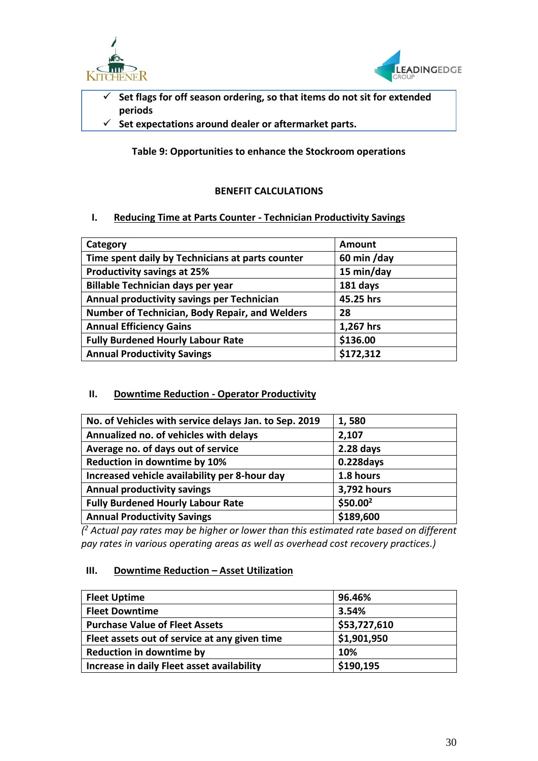- ✓ **Set flags for off season ordering, so that items do not sit for extended periods**
- ✓ **Set expectations around dealer or aftermarket parts.**

**Table 9: Opportunities to enhance the Stockroom operations**

## BENEFIT CALCULATIONS

### I. Reducing Time at Parts Counter - Technician Productivity Savings

| Category | Amount |
|---|---|
| Time spent daily by Technicians at parts counter | 60 min /day |
| Productivity savings at 25% | 15 min/day |
| Billable Technician days per year | 181 days |
| Annual productivity savings per Technician | 45.25 hrs |
| Number of Technician, Body Repair, and Welders | 28 |
| Annual Efficiency Gains | 1,267 hrs |
| Fully Burdened Hourly Labour Rate | $136.00 |
| Annual Productivity Savings | $172,312 |

### II. Downtime Reduction - Operator Productivity

| No. of Vehicles with service delays Jan. to Sep. 2019 | 1, 580 |
|---|---|
| Annualized no. of vehicles with delays | 2,107 |
| Average no. of days out of service | 2.28 days |
| Reduction in downtime by 10% | 0.228days |
| Increased vehicle availability per 8-hour day | 1.8 hours |
| Annual productivity savings | 3,792 hours |
| Fully Burdened Hourly Labour Rate | $50.00[2] |
| Annual Productivity Savings | $189,600 |

*([2] Actual pay rates may be higher or lower than this estimated rate based on different pay rates in various operating areas as well as overhead cost recovery practices.)*

### III. Downtime Reduction – Asset Utilization

| Fleet Uptime | 96.46% |
|---|---|
| Fleet Downtime | 3.54% |
| Purchase Value of Fleet Assets | $53,727,610 |
| Fleet assets out of service at any given time | $1,901,950 |
| Reduction in downtime by | 10% |
| Increase in daily Fleet asset availability | $190,195 |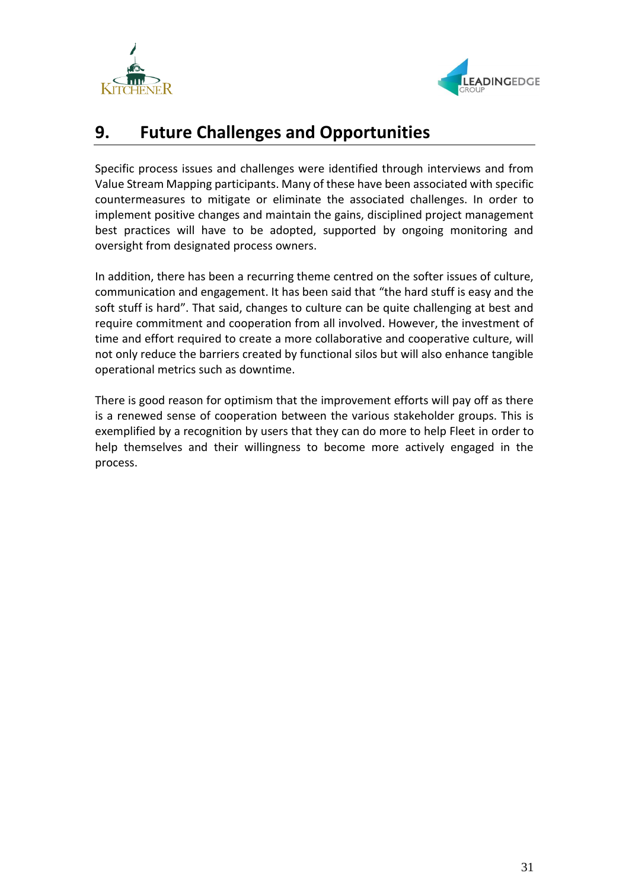# 9. Future Challenges and Opportunities

Specific process issues and challenges were identified through interviews and from Value Stream Mapping participants. Many of these have been associated with specific countermeasures to mitigate or eliminate the associated challenges. In order to implement positive changes and maintain the gains, disciplined project management best practices will have to be adopted, supported by ongoing monitoring and oversight from designated process owners.

In addition, there has been a recurring theme centred on the softer issues of culture, communication and engagement. It has been said that "the hard stuff is easy and the soft stuff is hard". That said, changes to culture can be quite challenging at best and require commitment and cooperation from all involved. However, the investment of time and effort required to create a more collaborative and cooperative culture, will not only reduce the barriers created by functional silos but will also enhance tangible operational metrics such as downtime.

There is good reason for optimism that the improvement efforts will pay off as there is a renewed sense of cooperation between the various stakeholder groups. This is exemplified by a recognition by users that they can do more to help Fleet in order to help themselves and their willingness to become more actively engaged in the process.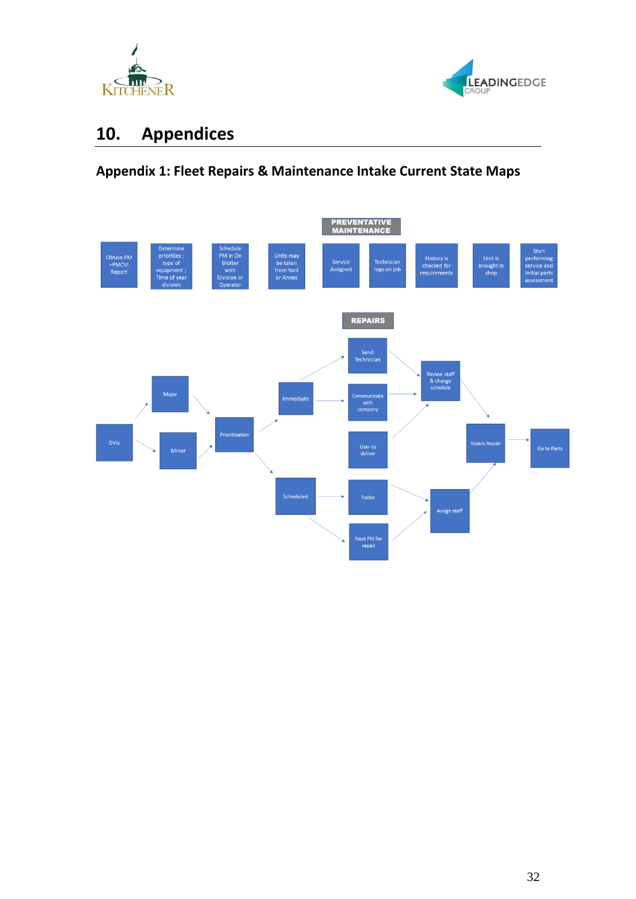# 10. Appendices

## Appendix 1: Fleet Repairs & Maintenance Intake Current State Maps

**PREVENTATIVE MAINTENANCE**

Obtain PM –PMCVI Report → Determine priorities ; type of equipment ; Time of year division → Schedule PM in On Blotter with Division or Operator → Units may be taken from Yard or Annex → Service Assigned → Technician logs on job → History is checked for requirements → Unit is brought in shop → Start performing service and initial parts assessment

**REPAIRS**

- DVIs → Major / Minor
- Major → Prioritization
- Minor → Prioritization
- Prioritization → Immediate / Scheduled
- Immediate → Send Technician / Communicate with company
- Send Technician → Review staff & change schedule
- Communicate with company → Review staff & change schedule
- User to deliver → Review staff & change schedule
- Review staff & change schedule → Assess Repair
- Scheduled → Today / Next PM for repair
- Today → Assign staff
- Next PM for repair → Assign staff
- Assign staff → Assess Repair
- Assess Repair → Go to Parts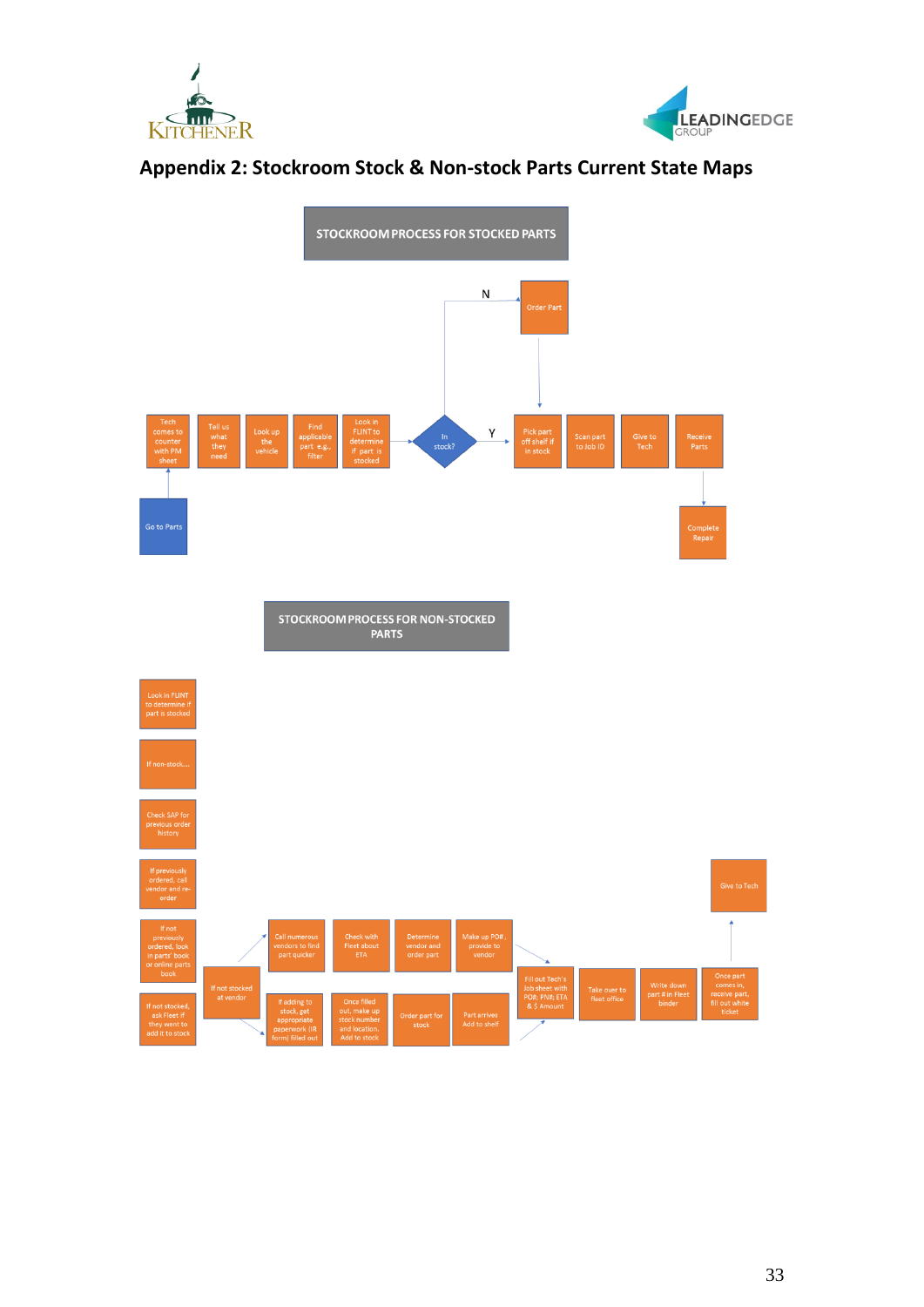# Appendix 2: Stockroom Stock & Non-stock Parts Current State Maps

## STOCKROOM PROCESS FOR STOCKED PARTS

- Go to Parts
- Tech comes to counter with PM sheet
- Tell us what they need
- Look up the vehicle
- Find applicable part e.g., filter
- Look in FLINT to determine if part is stocked
- In stock?
  - N → Order Part → Pick part off shelf if in stock
  - Y → Pick part off shelf if in stock
- Scan part to Job ID
- Give to Tech
- Receive Parts
- Complete Repair

## STOCKROOM PROCESS FOR NON-STOCKED PARTS

- Look in FLINT to determine if part is stocked
- If non-stock....
- Check SAP for previous order history
- If previously ordered, call vendor and re-order
- If not previously ordered, look in parts' book or online parts book
- If not stocked, ask Fleet if they went to add it to stock
- If not stocked at vendor
  - Call numerous vendors to find part quicker → Check with Fleet about ETA → Determine vendor and order part → Make up PO#, provide to vendor
  - If adding to stock, get appropriate paperwork (IR form) filled out → Once filled out, make up stock number and location. Add to stock → Order part for stock → Part arrives Add to shelf
- Fill out Tech's Job sheet with PO#; PN#; ETA & $ Amount
- Take over to fleet office
- Write down part # in Fleet binder
- Once part comes in, receive part, fill out white ticket
- Give to Tech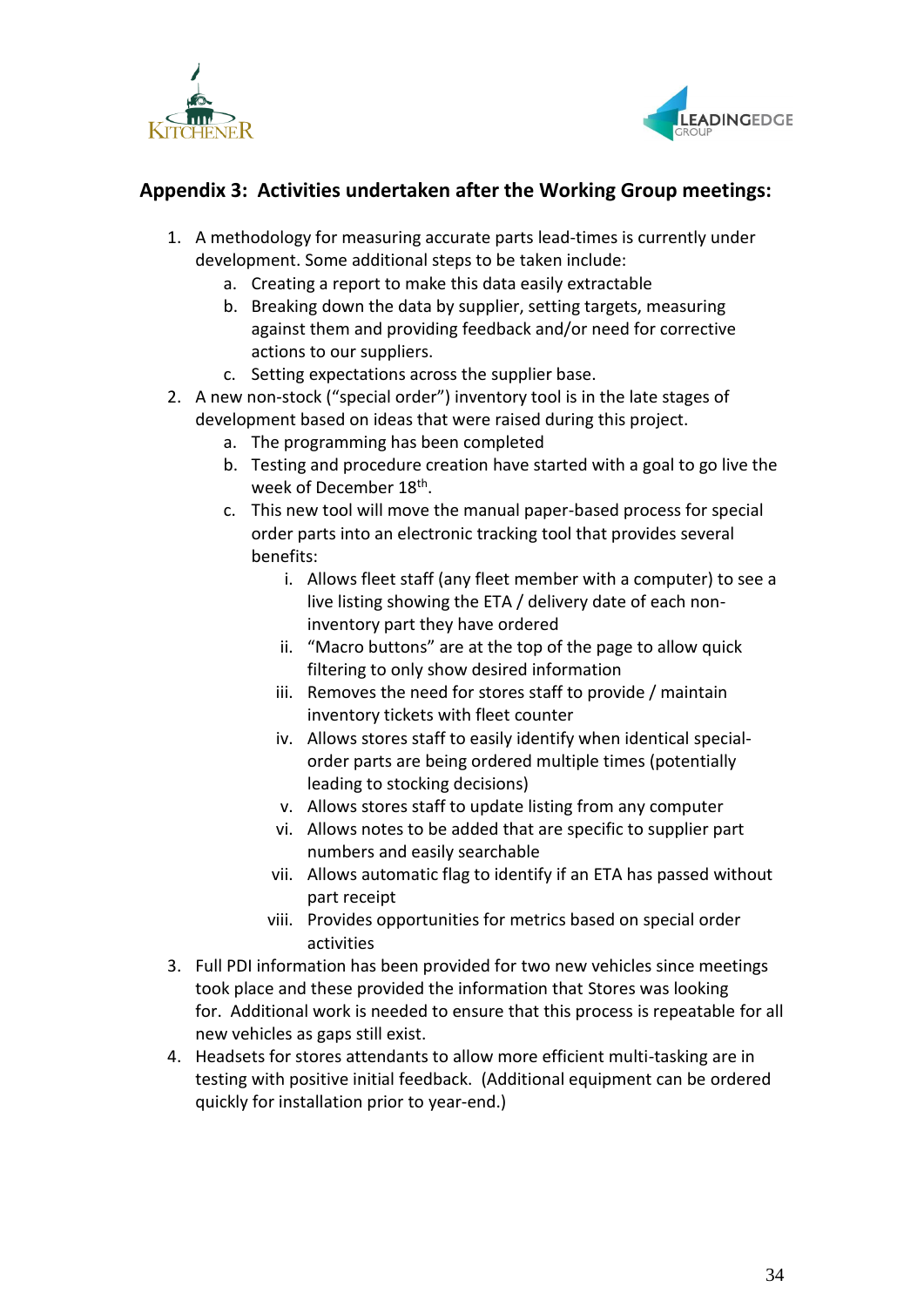## Appendix 3: Activities undertaken after the Working Group meetings:

1. A methodology for measuring accurate parts lead-times is currently under development. Some additional steps to be taken include:
   a. Creating a report to make this data easily extractable
   b. Breaking down the data by supplier, setting targets, measuring against them and providing feedback and/or need for corrective actions to our suppliers.
   c. Setting expectations across the supplier base.
2. A new non-stock ("special order") inventory tool is in the late stages of development based on ideas that were raised during this project.
   a. The programming has been completed
   b. Testing and procedure creation have started with a goal to go live the week of December 18th.
   c. This new tool will move the manual paper-based process for special order parts into an electronic tracking tool that provides several benefits:
      i. Allows fleet staff (any fleet member with a computer) to see a live listing showing the ETA / delivery date of each non-inventory part they have ordered
      ii. "Macro buttons" are at the top of the page to allow quick filtering to only show desired information
      iii. Removes the need for stores staff to provide / maintain inventory tickets with fleet counter
      iv. Allows stores staff to easily identify when identical special-order parts are being ordered multiple times (potentially leading to stocking decisions)
      v. Allows stores staff to update listing from any computer
      vi. Allows notes to be added that are specific to supplier part numbers and easily searchable
      vii. Allows automatic flag to identify if an ETA has passed without part receipt
      viii. Provides opportunities for metrics based on special order activities
3. Full PDI information has been provided for two new vehicles since meetings took place and these provided the information that Stores was looking for. Additional work is needed to ensure that this process is repeatable for all new vehicles as gaps still exist.
4. Headsets for stores attendants to allow more efficient multi-tasking are in testing with positive initial feedback. (Additional equipment can be ordered quickly for installation prior to year-end.)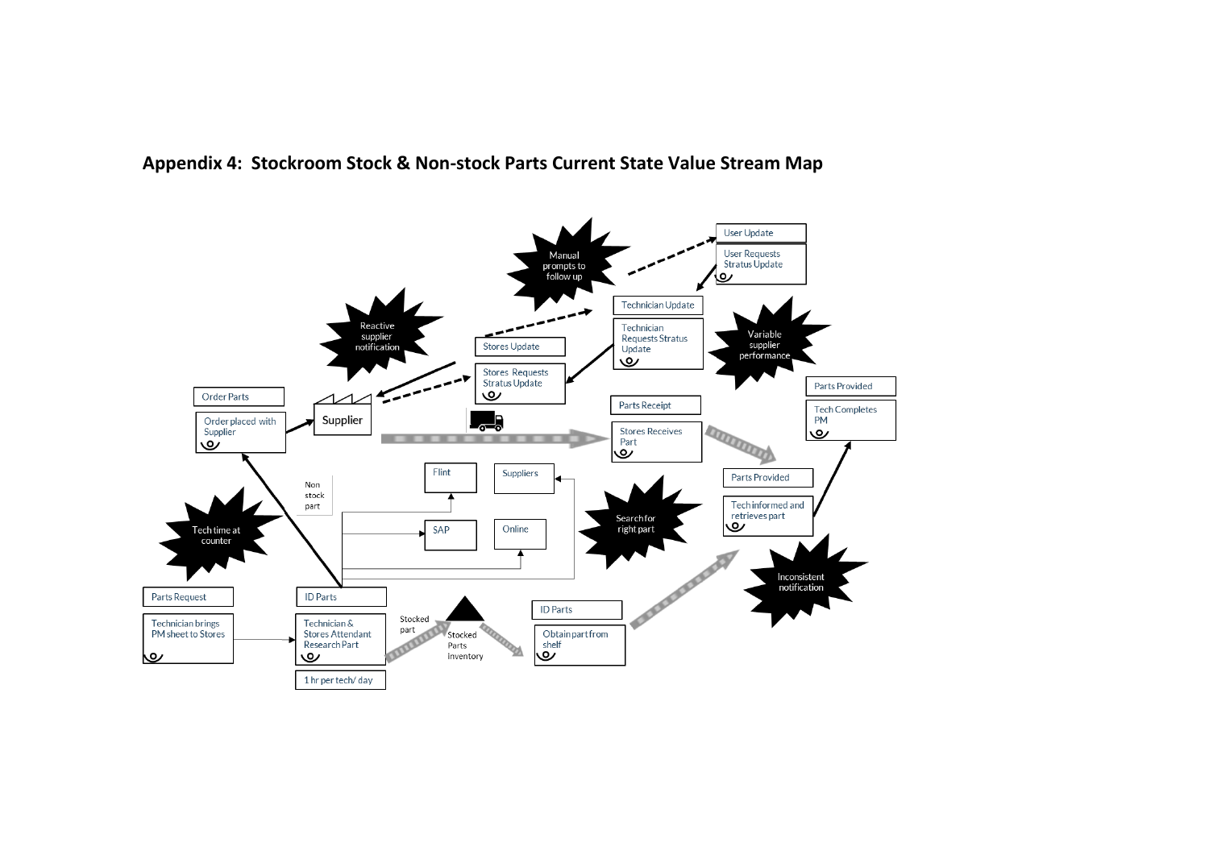## Appendix 4: Stockroom Stock & Non-stock Parts Current State Value Stream Map

Parts Request
Technician brings PM sheet to Stores

Tech time at counter

ID Parts
Technician & Stores Attendant Research Part
1 hr per tech/ day

Non stock part

Flint
Suppliers
SAP
Online

Stocked part
Stocked Parts inventory

ID Parts
Obtain part from shelf

Order Parts
Order placed with Supplier

Supplier

Reactive supplier notification

Stores Update
Stores Requests Stratus Update

Manual prompts to follow up

Technician Update
Technician Requests Stratus Update

User Update
User Requests Stratus Update

Variable supplier performance

Parts Receipt
Stores Receives Part

Search for right part

Parts Provided
Tech informed and retrieves part

Inconsistent notification

Parts Provided
Tech Completes PM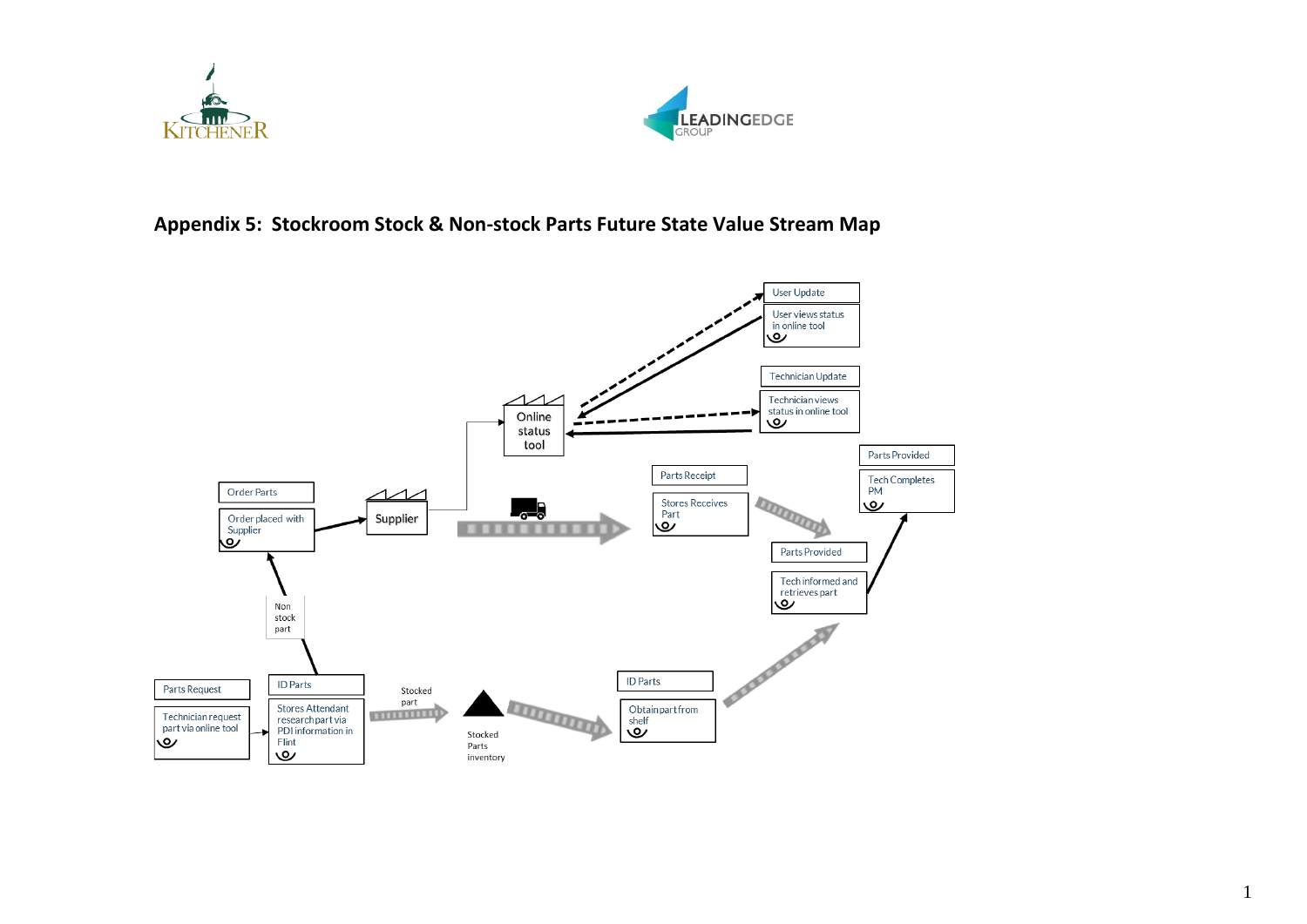## Appendix 5: Stockroom Stock & Non-stock Parts Future State Value Stream Map

Parts Request

Technician request part via online tool

ID Parts

Stores Attendant research part via PDI information in Flint

Non stock part

Order Parts

Order placed with Supplier

Supplier

Online status tool

User Update

User views status in online tool

Technician Update

Technician views status in online tool

Parts Receipt

Stores Receives Part

Parts Provided

Tech informed and retrieves part

Parts Provided

Tech Completes PM

Stocked part

Stocked Parts inventory

ID Parts

Obtain part from shelf